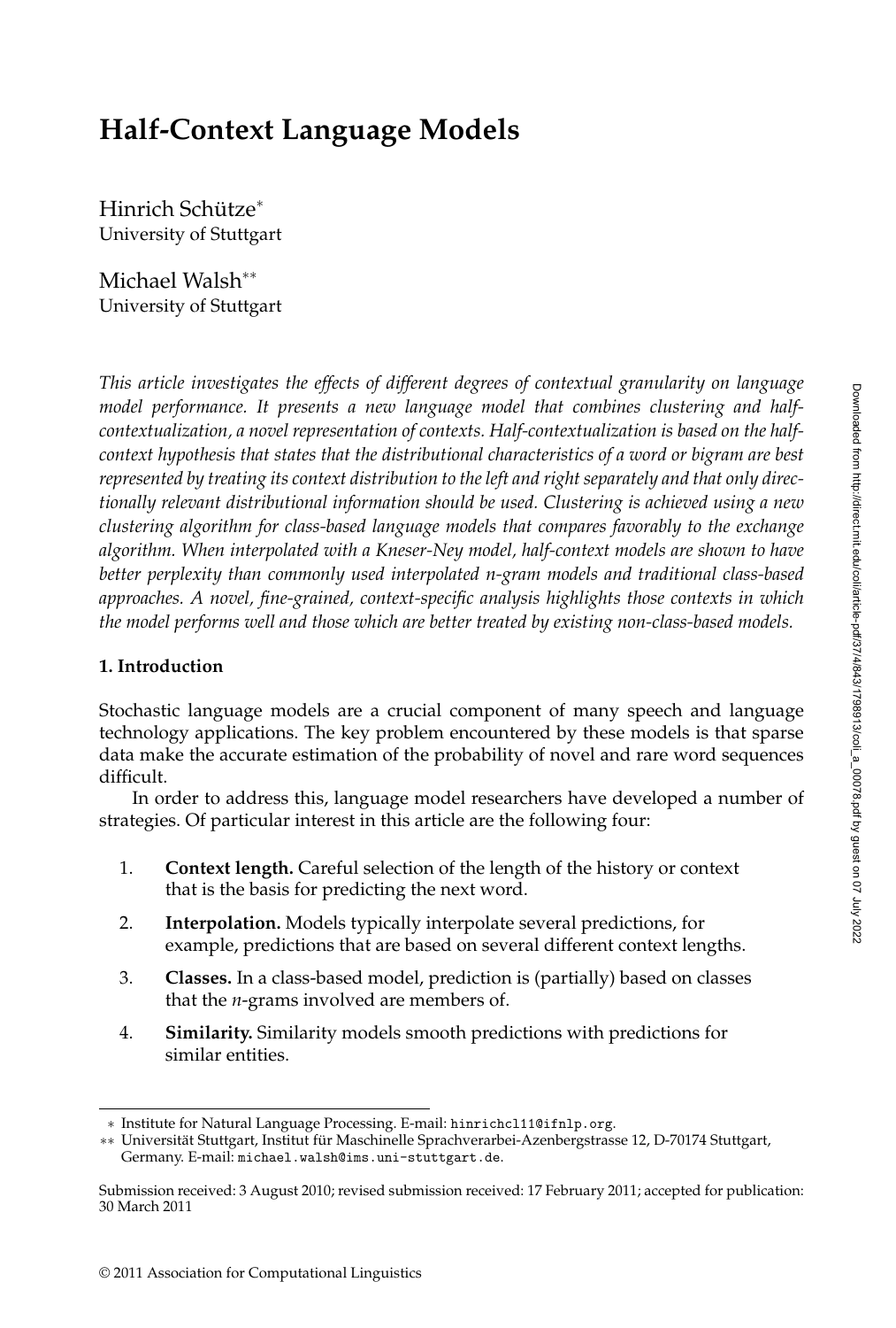# Half-Context Language Models

Hinrich Schütze*
University of Stuttgart

Michael Walsh**
University of Stuttgart

*This article investigates the effects of different degrees of contextual granularity on language model performance. It presents a new language model that combines clustering and half-contextualization, a novel representation of contexts. Half-contextualization is based on the half-context hypothesis that states that the distributional characteristics of a word or bigram are best represented by treating its context distribution to the left and right separately and that only directionally relevant distributional information should be used. Clustering is achieved using a new clustering algorithm for class-based language models that compares favorably to the exchange algorithm. When interpolated with a Kneser-Ney model, half-context models are shown to have better perplexity than commonly used interpolated n-gram models and traditional class-based approaches. A novel, fine-grained, context-specific analysis highlights those contexts in which the model performs well and those which are better treated by existing non-class-based models.*

## 1. Introduction

Stochastic language models are a crucial component of many speech and language technology applications. The key problem encountered by these models is that sparse data make the accurate estimation of the probability of novel and rare word sequences difficult.

In order to address this, language model researchers have developed a number of strategies. Of particular interest in this article are the following four:

1. **Context length.** Careful selection of the length of the history or context that is the basis for predicting the next word.
2. **Interpolation.** Models typically interpolate several predictions, for example, predictions that are based on several different context lengths.
3. **Classes.** In a class-based model, prediction is (partially) based on classes that the *n*-grams involved are members of.
4. **Similarity.** Similarity models smooth predictions with predictions for similar entities.

---

\* Institute for Natural Language Processing. E-mail: hinrichcl11@ifnlp.org.

\*\* Universität Stuttgart, Institut für Maschinelle Sprachverarbei-Azenbergstrasse 12, D-70174 Stuttgart, Germany. E-mail: michael.walsh@ims.uni-stuttgart.de.

Submission received: 3 August 2010; revised submission received: 17 February 2011; accepted for publication: 30 March 2011

© 2011 Association for Computational Linguistics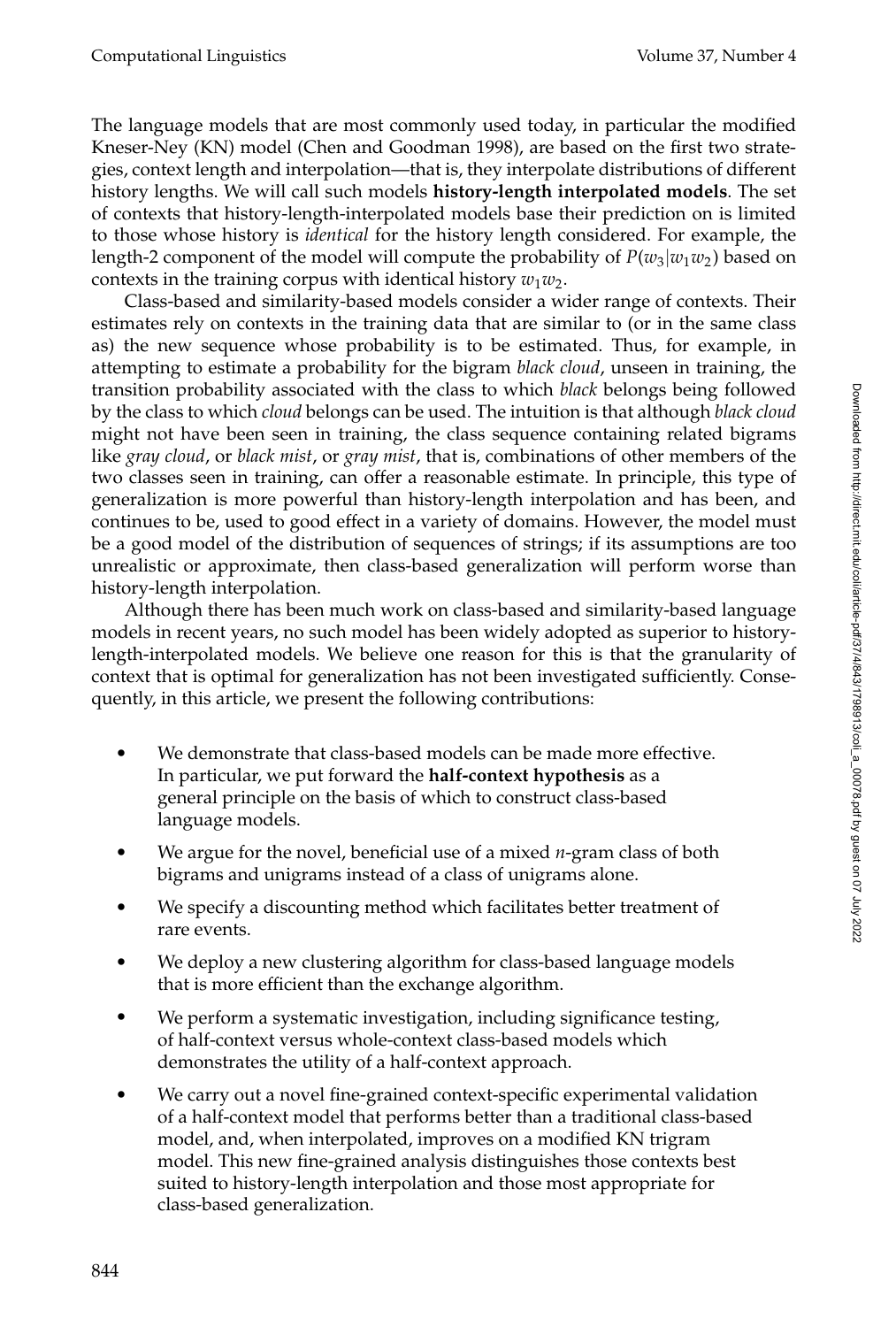The language models that are most commonly used today, in particular the modified Kneser-Ney (KN) model (Chen and Goodman 1998), are based on the first two strategies, context length and interpolation—that is, they interpolate distributions of different history lengths. We will call such models **history-length interpolated models**. The set of contexts that history-length-interpolated models base their prediction on is limited to those whose history is *identical* for the history length considered. For example, the length-2 component of the model will compute the probability of $P(w_3|w_1w_2)$ based on contexts in the training corpus with identical history $w_1w_2$.

Class-based and similarity-based models consider a wider range of contexts. Their estimates rely on contexts in the training data that are similar to (or in the same class as) the new sequence whose probability is to be estimated. Thus, for example, in attempting to estimate a probability for the bigram *black cloud*, unseen in training, the transition probability associated with the class to which *black* belongs being followed by the class to which *cloud* belongs can be used. The intuition is that although *black cloud* might not have been seen in training, the class sequence containing related bigrams like *gray cloud*, or *black mist*, or *gray mist*, that is, combinations of other members of the two classes seen in training, can offer a reasonable estimate. In principle, this type of generalization is more powerful than history-length interpolation and has been, and continues to be, used to good effect in a variety of domains. However, the model must be a good model of the distribution of sequences of strings; if its assumptions are too unrealistic or approximate, then class-based generalization will perform worse than history-length interpolation.

Although there has been much work on class-based and similarity-based language models in recent years, no such model has been widely adopted as superior to history-length-interpolated models. We believe one reason for this is that the granularity of context that is optimal for generalization has not been investigated sufficiently. Consequently, in this article, we present the following contributions:

- We demonstrate that class-based models can be made more effective. In particular, we put forward the **half-context hypothesis** as a general principle on the basis of which to construct class-based language models.
- We argue for the novel, beneficial use of a mixed *n*-gram class of both bigrams and unigrams instead of a class of unigrams alone.
- We specify a discounting method which facilitates better treatment of rare events.
- We deploy a new clustering algorithm for class-based language models that is more efficient than the exchange algorithm.
- We perform a systematic investigation, including significance testing, of half-context versus whole-context class-based models which demonstrates the utility of a half-context approach.
- We carry out a novel fine-grained context-specific experimental validation of a half-context model that performs better than a traditional class-based model, and, when interpolated, improves on a modified KN trigram model. This new fine-grained analysis distinguishes those contexts best suited to history-length interpolation and those most appropriate for class-based generalization.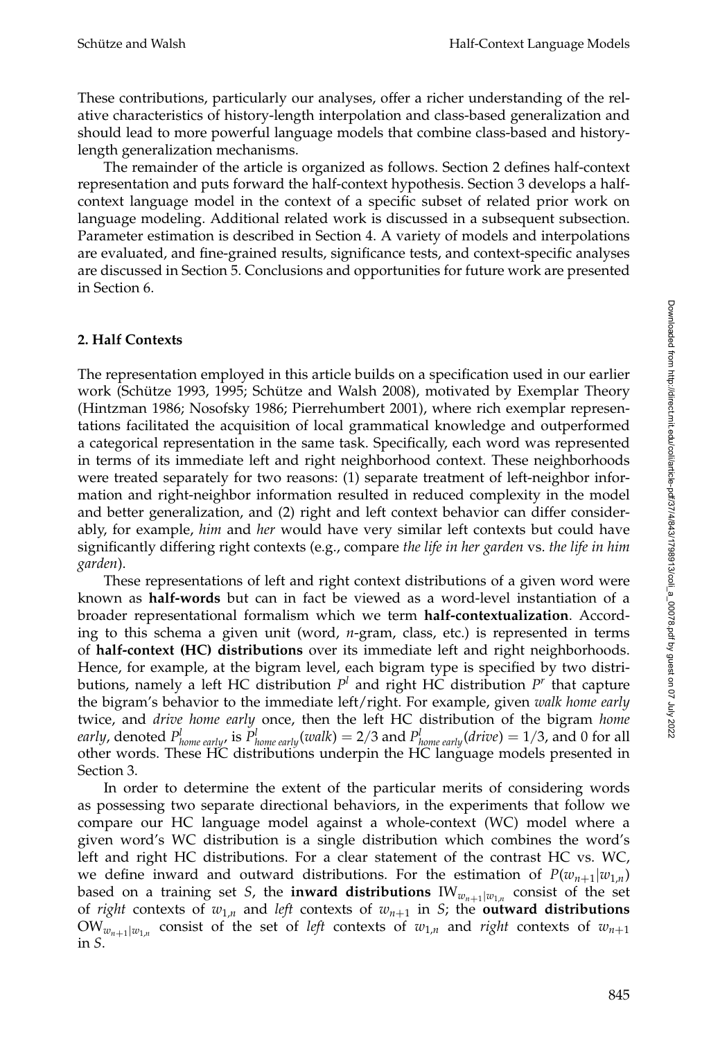These contributions, particularly our analyses, offer a richer understanding of the relative characteristics of history-length interpolation and class-based generalization and should lead to more powerful language models that combine class-based and history-length generalization mechanisms.

The remainder of the article is organized as follows. Section 2 defines half-context representation and puts forward the half-context hypothesis. Section 3 develops a half-context language model in the context of a specific subset of related prior work on language modeling. Additional related work is discussed in a subsequent subsection. Parameter estimation is described in Section 4. A variety of models and interpolations are evaluated, and fine-grained results, significance tests, and context-specific analyses are discussed in Section 5. Conclusions and opportunities for future work are presented in Section 6.

## 2. Half Contexts

The representation employed in this article builds on a specification used in our earlier work (Schütze 1993, 1995; Schütze and Walsh 2008), motivated by Exemplar Theory (Hintzman 1986; Nosofsky 1986; Pierrehumbert 2001), where rich exemplar representations facilitated the acquisition of local grammatical knowledge and outperformed a categorical representation in the same task. Specifically, each word was represented in terms of its immediate left and right neighborhood context. These neighborhoods were treated separately for two reasons: (1) separate treatment of left-neighbor information and right-neighbor information resulted in reduced complexity in the model and better generalization, and (2) right and left context behavior can differ considerably, for example, *him* and *her* would have very similar left contexts but could have significantly differing right contexts (e.g., compare *the life in her garden* vs. *the life in him garden*).

These representations of left and right context distributions of a given word were known as **half-words** but can in fact be viewed as a word-level instantiation of a broader representational formalism which we term **half-contextualization**. According to this schema a given unit (word, *n*-gram, class, etc.) is represented in terms of **half-context (HC) distributions** over its immediate left and right neighborhoods. Hence, for example, at the bigram level, each bigram type is specified by two distributions, namely a left HC distribution $P^l$ and right HC distribution $P^r$ that capture the bigram's behavior to the immediate left/right. For example, given *walk home early* twice, and *drive home early* once, then the left HC distribution of the bigram *home early*, denoted $P^l_{home\ early}$, is $P^l_{home\ early}(walk) = 2/3$ and $P^l_{home\ early}(drive) = 1/3$, and 0 for all other words. These HC distributions underpin the HC language models presented in Section 3.

In order to determine the extent of the particular merits of considering words as possessing two separate directional behaviors, in the experiments that follow we compare our HC language model against a whole-context (WC) model where a given word's WC distribution is a single distribution which combines the word's left and right HC distributions. For a clear statement of the contrast HC vs. WC, we define inward and outward distributions. For the estimation of $P(w_{n+1}|w_{1,n})$ based on a training set $S$, the **inward distributions** $\mathrm{IW}_{w_{n+1}|w_{1,n}}$ consist of the set of *right* contexts of $w_{1,n}$ and *left* contexts of $w_{n+1}$ in $S$; the **outward distributions** $\mathrm{OW}_{w_{n+1}|w_{1,n}}$ consist of the set of *left* contexts of $w_{1,n}$ and *right* contexts of $w_{n+1}$ in $S$.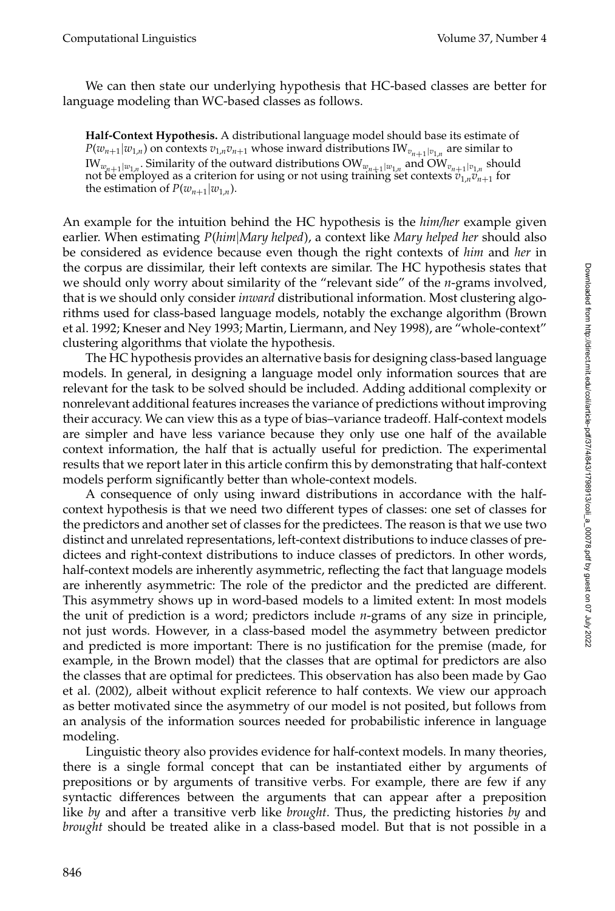We can then state our underlying hypothesis that HC-based classes are better for language modeling than WC-based classes as follows.

> **Half-Context Hypothesis.** A distributional language model should base its estimate of $P(w_{n+1}|w_{1,n})$ on contexts $v_{1,n}v_{n+1}$ whose inward distributions $\mathrm{IW}_{v_{n+1}|v_{1,n}}$ are similar to $\mathrm{IW}_{w_{n+1}|w_{1,n}}$. Similarity of the outward distributions $\mathrm{OW}_{w_{n+1}|w_{1,n}}$ and $\mathrm{OW}_{v_{n+1}|v_{1,n}}$ should not be employed as a criterion for using or not using training set contexts $v_{1,n}v_{n+1}$ for the estimation of $P(w_{n+1}|w_{1,n})$.

An example for the intuition behind the HC hypothesis is the *him/her* example given earlier. When estimating $P(\mathit{him}|\mathit{Mary\ helped})$, a context like *Mary helped her* should also be considered as evidence because even though the right contexts of *him* and *her* in the corpus are dissimilar, their left contexts are similar. The HC hypothesis states that we should only worry about similarity of the "relevant side" of the *n*-grams involved, that is we should only consider *inward* distributional information. Most clustering algorithms used for class-based language models, notably the exchange algorithm (Brown et al. 1992; Kneser and Ney 1993; Martin, Liermann, and Ney 1998), are "whole-context" clustering algorithms that violate the hypothesis.

The HC hypothesis provides an alternative basis for designing class-based language models. In general, in designing a language model only information sources that are relevant for the task to be solved should be included. Adding additional complexity or nonrelevant additional features increases the variance of predictions without improving their accuracy. We can view this as a type of bias–variance tradeoff. Half-context models are simpler and have less variance because they only use one half of the available context information, the half that is actually useful for prediction. The experimental results that we report later in this article confirm this by demonstrating that half-context models perform significantly better than whole-context models.

A consequence of only using inward distributions in accordance with the half-context hypothesis is that we need two different types of classes: one set of classes for the predictors and another set of classes for the predictees. The reason is that we use two distinct and unrelated representations, left-context distributions to induce classes of predictees and right-context distributions to induce classes of predictors. In other words, half-context models are inherently asymmetric, reflecting the fact that language models are inherently asymmetric: The role of the predictor and the predicted are different. This asymmetry shows up in word-based models to a limited extent: In most models the unit of prediction is a word; predictors include *n*-grams of any size in principle, not just words. However, in a class-based model the asymmetry between predictor and predicted is more important: There is no justification for the premise (made, for example, in the Brown model) that the classes that are optimal for predictors are also the classes that are optimal for predictees. This observation has also been made by Gao et al. (2002), albeit without explicit reference to half contexts. We view our approach as better motivated since the asymmetry of our model is not posited, but follows from an analysis of the information sources needed for probabilistic inference in language modeling.

Linguistic theory also provides evidence for half-context models. In many theories, there is a single formal concept that can be instantiated either by arguments of prepositions or by arguments of transitive verbs. For example, there are few if any syntactic differences between the arguments that can appear after a preposition like *by* and after a transitive verb like *brought*. Thus, the predicting histories *by* and *brought* should be treated alike in a class-based model. But that is not possible in a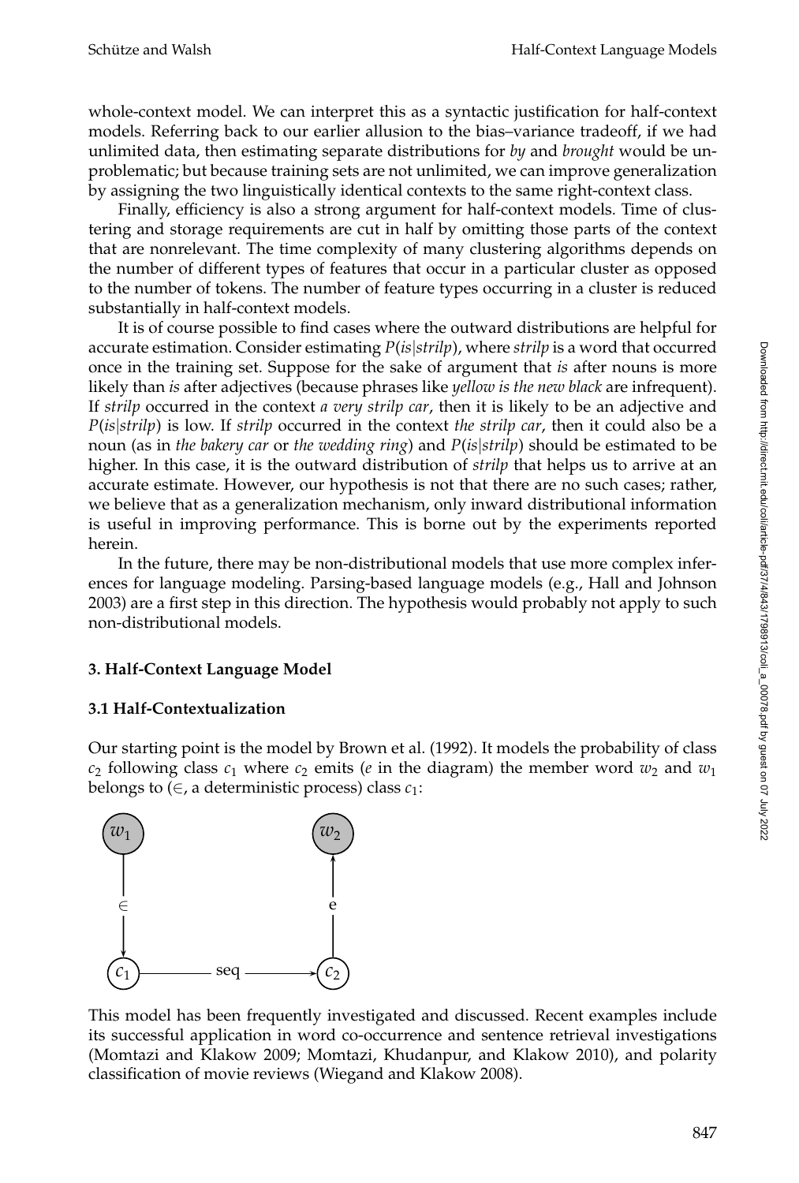whole-context model. We can interpret this as a syntactic justification for half-context models. Referring back to our earlier allusion to the bias–variance tradeoff, if we had unlimited data, then estimating separate distributions for *by* and *brought* would be unproblematic; but because training sets are not unlimited, we can improve generalization by assigning the two linguistically identical contexts to the same right-context class.

Finally, efficiency is also a strong argument for half-context models. Time of clustering and storage requirements are cut in half by omitting those parts of the context that are nonrelevant. The time complexity of many clustering algorithms depends on the number of different types of features that occur in a particular cluster as opposed to the number of tokens. The number of feature types occurring in a cluster is reduced substantially in half-context models.

It is of course possible to find cases where the outward distributions are helpful for accurate estimation. Consider estimating $P(is|strilp)$, where *strilp* is a word that occurred once in the training set. Suppose for the sake of argument that *is* after nouns is more likely than *is* after adjectives (because phrases like *yellow is the new black* are infrequent). If *strilp* occurred in the context *a very strilp car*, then it is likely to be an adjective and $P(is|strilp)$ is low. If *strilp* occurred in the context *the strilp car*, then it could also be a noun (as in *the bakery car* or *the wedding ring*) and $P(is|strilp)$ should be estimated to be higher. In this case, it is the outward distribution of *strilp* that helps us to arrive at an accurate estimate. However, our hypothesis is not that there are no such cases; rather, we believe that as a generalization mechanism, only inward distributional information is useful in improving performance. This is borne out by the experiments reported herein.

In the future, there may be non-distributional models that use more complex inferences for language modeling. Parsing-based language models (e.g., Hall and Johnson 2003) are a first step in this direction. The hypothesis would probably not apply to such non-distributional models.

## 3. Half-Context Language Model

### 3.1 Half-Contextualization

Our starting point is the model by Brown et al. (1992). It models the probability of class $c_2$ following class $c_1$ where $c_2$ emits (*e* in the diagram) the member word $w_2$ and $w_1$ belongs to ($\in$, a deterministic process) class $c_1$:

$$
\begin{array}{ccc}
w_1 & & w_2 \\
\downarrow \in & & \uparrow e \\
c_1 & \xrightarrow{\text{seq}} & c_2
\end{array}
$$

This model has been frequently investigated and discussed. Recent examples include its successful application in word co-occurrence and sentence retrieval investigations (Momtazi and Klakow 2009; Momtazi, Khudanpur, and Klakow 2010), and polarity classification of movie reviews (Wiegand and Klakow 2008).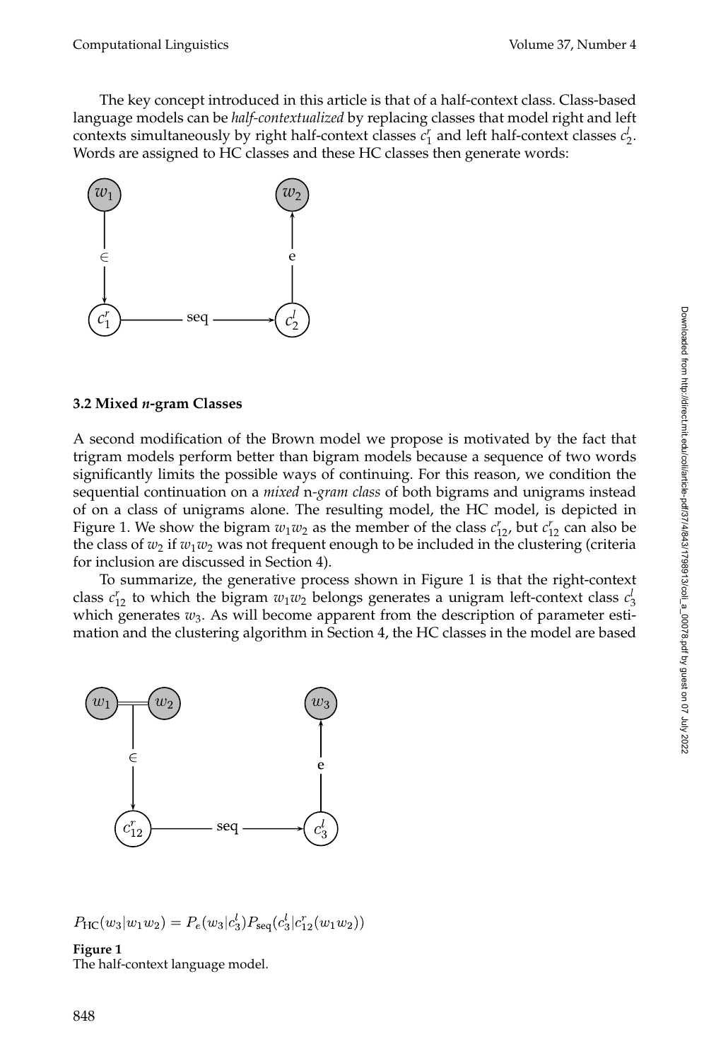The key concept introduced in this article is that of a half-context class. Class-based language models can be *half-contextualized* by replacing classes that model right and left contexts simultaneously by right half-context classes $c_1^r$ and left half-context classes $c_2^l$. Words are assigned to HC classes and these HC classes then generate words:

### 3.2 Mixed *n*-gram Classes

A second modification of the Brown model we propose is motivated by the fact that trigram models perform better than bigram models because a sequence of two words significantly limits the possible ways of continuing. For this reason, we condition the sequential continuation on a *mixed* n*-gram class* of both bigrams and unigrams instead of on a class of unigrams alone. The resulting model, the HC model, is depicted in Figure 1. We show the bigram $w_1w_2$ as the member of the class $c_{12}^r$, but $c_{12}^r$ can also be the class of $w_2$ if $w_1w_2$ was not frequent enough to be included in the clustering (criteria for inclusion are discussed in Section 4).

To summarize, the generative process shown in Figure 1 is that the right-context class $c_{12}^r$ to which the bigram $w_1w_2$ belongs generates a unigram left-context class $c_3^l$ which generates $w_3$. As will become apparent from the description of parameter estimation and the clustering algorithm in Section 4, the HC classes in the model are based

$$P_{\mathrm{HC}}(w_3|w_1w_2) = P_e(w_3|c_3^l)P_{\mathrm{seq}}(c_3^l|c_{12}^r(w_1w_2))$$

**Figure 1**
The half-context language model.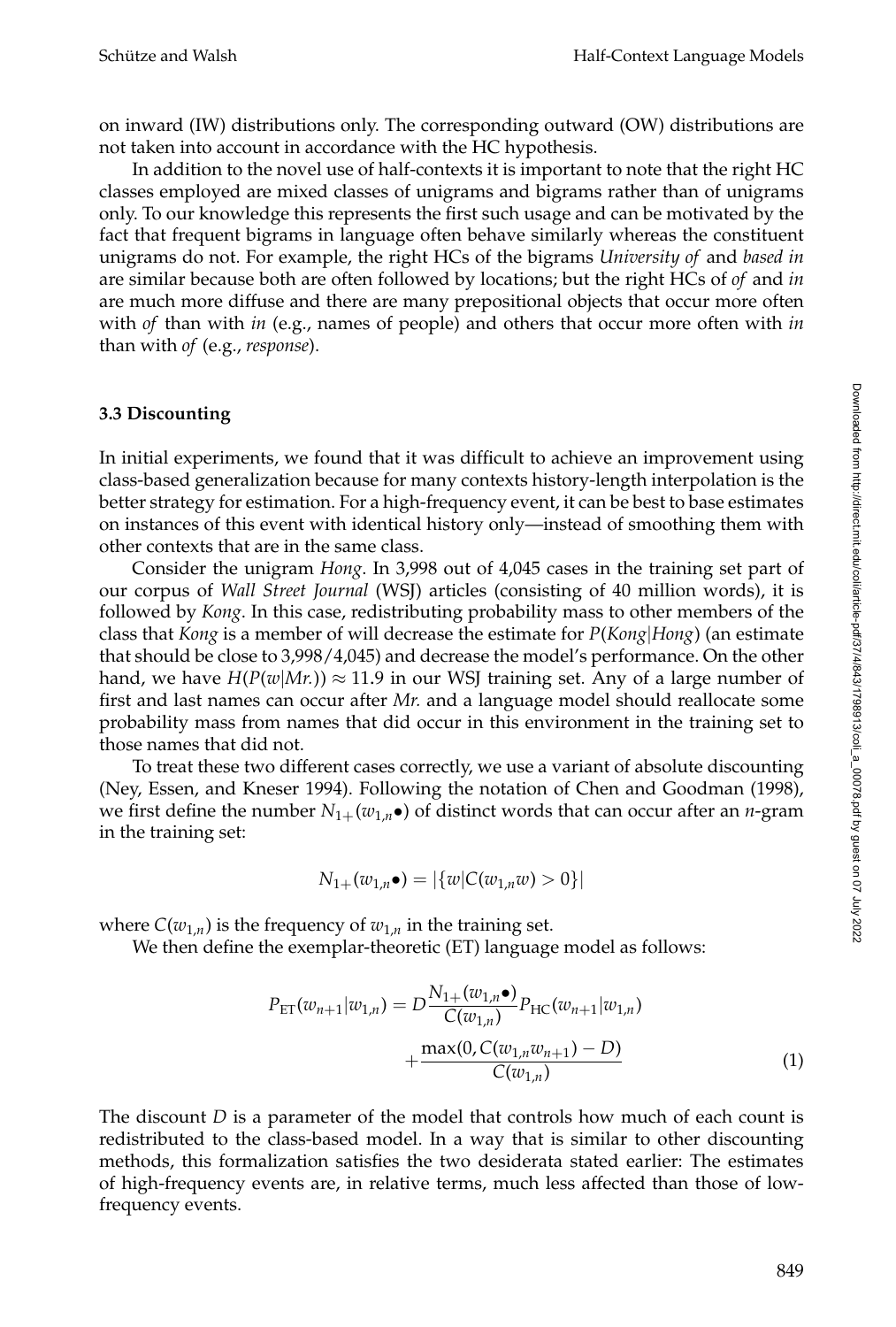on inward (IW) distributions only. The corresponding outward (OW) distributions are not taken into account in accordance with the HC hypothesis.

In addition to the novel use of half-contexts it is important to note that the right HC classes employed are mixed classes of unigrams and bigrams rather than of unigrams only. To our knowledge this represents the first such usage and can be motivated by the fact that frequent bigrams in language often behave similarly whereas the constituent unigrams do not. For example, the right HCs of the bigrams *University of* and *based in* are similar because both are often followed by locations; but the right HCs of *of* and *in* are much more diffuse and there are many prepositional objects that occur more often with *of* than with *in* (e.g., names of people) and others that occur more often with *in* than with *of* (e.g., *response*).

### 3.3 Discounting

In initial experiments, we found that it was difficult to achieve an improvement using class-based generalization because for many contexts history-length interpolation is the better strategy for estimation. For a high-frequency event, it can be best to base estimates on instances of this event with identical history only—instead of smoothing them with other contexts that are in the same class.

Consider the unigram *Hong*. In 3,998 out of 4,045 cases in the training set part of our corpus of *Wall Street Journal* (WSJ) articles (consisting of 40 million words), it is followed by *Kong*. In this case, redistributing probability mass to other members of the class that *Kong* is a member of will decrease the estimate for $P(Kong|Hong)$ (an estimate that should be close to 3,998/4,045) and decrease the model's performance. On the other hand, we have $H(P(w|Mr.)) \approx 11.9$ in our WSJ training set. Any of a large number of first and last names can occur after *Mr.* and a language model should reallocate some probability mass from names that did occur in this environment in the training set to those names that did not.

To treat these two different cases correctly, we use a variant of absolute discounting (Ney, Essen, and Kneser 1994). Following the notation of Chen and Goodman (1998), we first define the number $N_{1+}(w_{1,n}\bullet)$ of distinct words that can occur after an $n$-gram in the training set:

$$N_{1+}(w_{1,n}\bullet) = |\{w|C(w_{1,n}w) > 0\}|$$

where $C(w_{1,n})$ is the frequency of $w_{1,n}$ in the training set.

We then define the exemplar-theoretic (ET) language model as follows:

$$P_{\text{ET}}(w_{n+1}|w_{1,n}) = D\frac{N_{1+}(w_{1,n}\bullet)}{C(w_{1,n})}P_{\text{HC}}(w_{n+1}|w_{1,n}) + \frac{\max(0, C(w_{1,n}w_{n+1}) - D)}{C(w_{1,n})} \tag{1}$$

The discount $D$ is a parameter of the model that controls how much of each count is redistributed to the class-based model. In a way that is similar to other discounting methods, this formalization satisfies the two desiderata stated earlier: The estimates of high-frequency events are, in relative terms, much less affected than those of low-frequency events.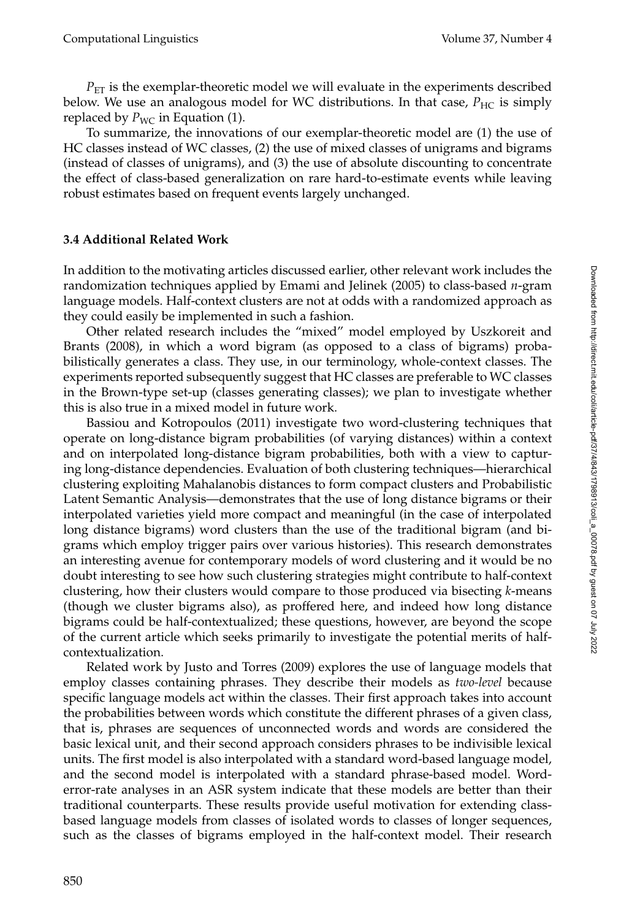$P_{ET}$ is the exemplar-theoretic model we will evaluate in the experiments described below. We use an analogous model for WC distributions. In that case, $P_{HC}$ is simply replaced by $P_{WC}$ in Equation (1).

To summarize, the innovations of our exemplar-theoretic model are (1) the use of HC classes instead of WC classes, (2) the use of mixed classes of unigrams and bigrams (instead of classes of unigrams), and (3) the use of absolute discounting to concentrate the effect of class-based generalization on rare hard-to-estimate events while leaving robust estimates based on frequent events largely unchanged.

### 3.4 Additional Related Work

In addition to the motivating articles discussed earlier, other relevant work includes the randomization techniques applied by Emami and Jelinek (2005) to class-based *n*-gram language models. Half-context clusters are not at odds with a randomized approach as they could easily be implemented in such a fashion.

Other related research includes the "mixed" model employed by Uszkoreit and Brants (2008), in which a word bigram (as opposed to a class of bigrams) probabilistically generates a class. They use, in our terminology, whole-context classes. The experiments reported subsequently suggest that HC classes are preferable to WC classes in the Brown-type set-up (classes generating classes); we plan to investigate whether this is also true in a mixed model in future work.

Bassiou and Kotropoulos (2011) investigate two word-clustering techniques that operate on long-distance bigram probabilities (of varying distances) within a context and on interpolated long-distance bigram probabilities, both with a view to capturing long-distance dependencies. Evaluation of both clustering techniques—hierarchical clustering exploiting Mahalanobis distances to form compact clusters and Probabilistic Latent Semantic Analysis—demonstrates that the use of long distance bigrams or their interpolated varieties yield more compact and meaningful (in the case of interpolated long distance bigrams) word clusters than the use of the traditional bigram (and bigrams which employ trigger pairs over various histories). This research demonstrates an interesting avenue for contemporary models of word clustering and it would be no doubt interesting to see how such clustering strategies might contribute to half-context clustering, how their clusters would compare to those produced via bisecting *k*-means (though we cluster bigrams also), as proffered here, and indeed how long distance bigrams could be half-contextualized; these questions, however, are beyond the scope of the current article which seeks primarily to investigate the potential merits of half-contextualization.

Related work by Justo and Torres (2009) explores the use of language models that employ classes containing phrases. They describe their models as *two-level* because specific language models act within the classes. Their first approach takes into account the probabilities between words which constitute the different phrases of a given class, that is, phrases are sequences of unconnected words and words are considered the basic lexical unit, and their second approach considers phrases to be indivisible lexical units. The first model is also interpolated with a standard word-based language model, and the second model is interpolated with a standard phrase-based model. Word-error-rate analyses in an ASR system indicate that these models are better than their traditional counterparts. These results provide useful motivation for extending class-based language models from classes of isolated words to classes of longer sequences, such as the classes of bigrams employed in the half-context model. Their research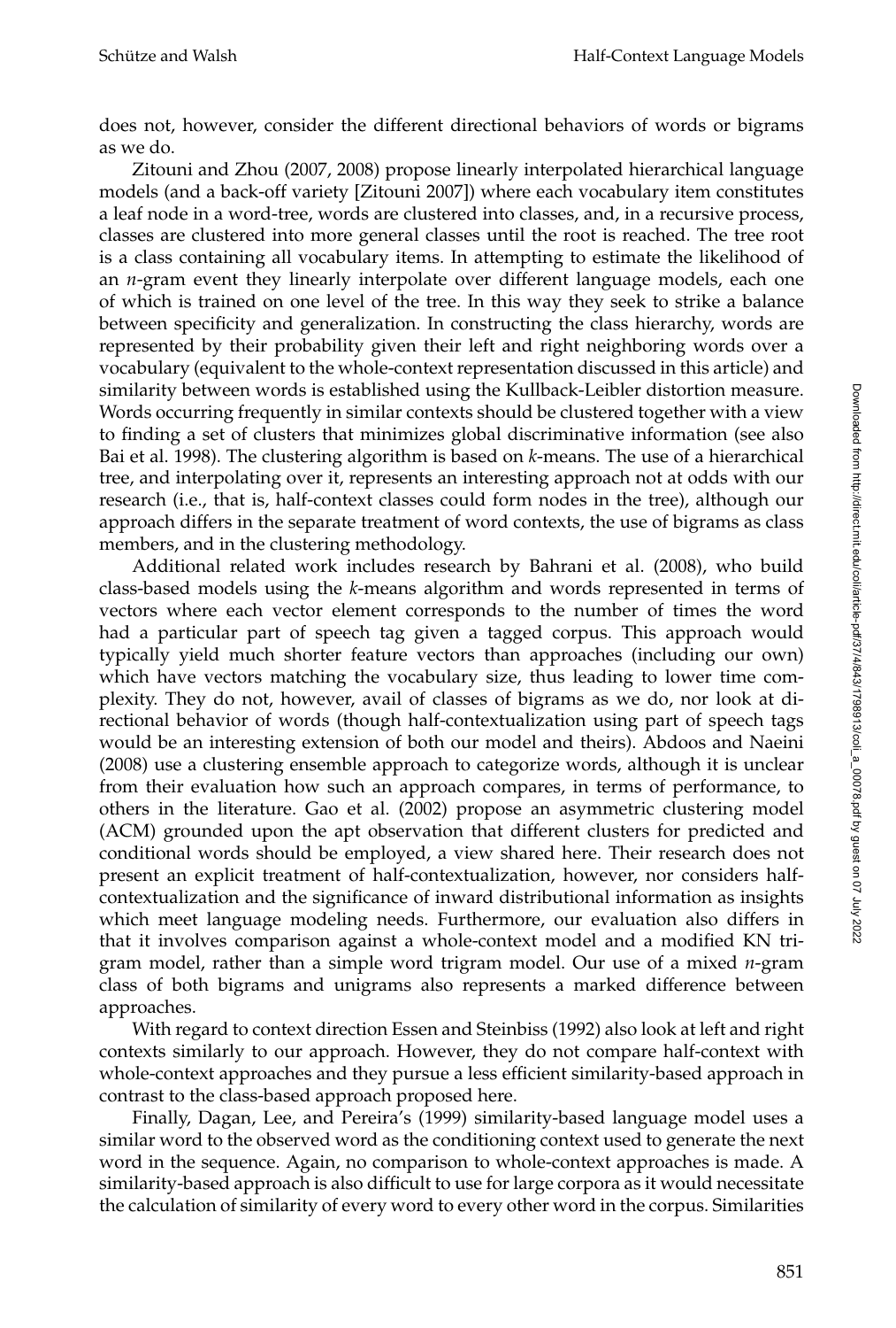does not, however, consider the different directional behaviors of words or bigrams as we do.

Zitouni and Zhou (2007, 2008) propose linearly interpolated hierarchical language models (and a back-off variety [Zitouni 2007]) where each vocabulary item constitutes a leaf node in a word-tree, words are clustered into classes, and, in a recursive process, classes are clustered into more general classes until the root is reached. The tree root is a class containing all vocabulary items. In attempting to estimate the likelihood of an *n*-gram event they linearly interpolate over different language models, each one of which is trained on one level of the tree. In this way they seek to strike a balance between specificity and generalization. In constructing the class hierarchy, words are represented by their probability given their left and right neighboring words over a vocabulary (equivalent to the whole-context representation discussed in this article) and similarity between words is established using the Kullback-Leibler distortion measure. Words occurring frequently in similar contexts should be clustered together with a view to finding a set of clusters that minimizes global discriminative information (see also Bai et al. 1998). The clustering algorithm is based on *k*-means. The use of a hierarchical tree, and interpolating over it, represents an interesting approach not at odds with our research (i.e., that is, half-context classes could form nodes in the tree), although our approach differs in the separate treatment of word contexts, the use of bigrams as class members, and in the clustering methodology.

Additional related work includes research by Bahrani et al. (2008), who build class-based models using the *k*-means algorithm and words represented in terms of vectors where each vector element corresponds to the number of times the word had a particular part of speech tag given a tagged corpus. This approach would typically yield much shorter feature vectors than approaches (including our own) which have vectors matching the vocabulary size, thus leading to lower time complexity. They do not, however, avail of classes of bigrams as we do, nor look at directional behavior of words (though half-contextualization using part of speech tags would be an interesting extension of both our model and theirs). Abdoos and Naeini (2008) use a clustering ensemble approach to categorize words, although it is unclear from their evaluation how such an approach compares, in terms of performance, to others in the literature. Gao et al. (2002) propose an asymmetric clustering model (ACM) grounded upon the apt observation that different clusters for predicted and conditional words should be employed, a view shared here. Their research does not present an explicit treatment of half-contextualization, however, nor considers half-contextualization and the significance of inward distributional information as insights which meet language modeling needs. Furthermore, our evaluation also differs in that it involves comparison against a whole-context model and a modified KN trigram model, rather than a simple word trigram model. Our use of a mixed *n*-gram class of both bigrams and unigrams also represents a marked difference between approaches.

With regard to context direction Essen and Steinbiss (1992) also look at left and right contexts similarly to our approach. However, they do not compare half-context with whole-context approaches and they pursue a less efficient similarity-based approach in contrast to the class-based approach proposed here.

Finally, Dagan, Lee, and Pereira's (1999) similarity-based language model uses a similar word to the observed word as the conditioning context used to generate the next word in the sequence. Again, no comparison to whole-context approaches is made. A similarity-based approach is also difficult to use for large corpora as it would necessitate the calculation of similarity of every word to every other word in the corpus. Similarities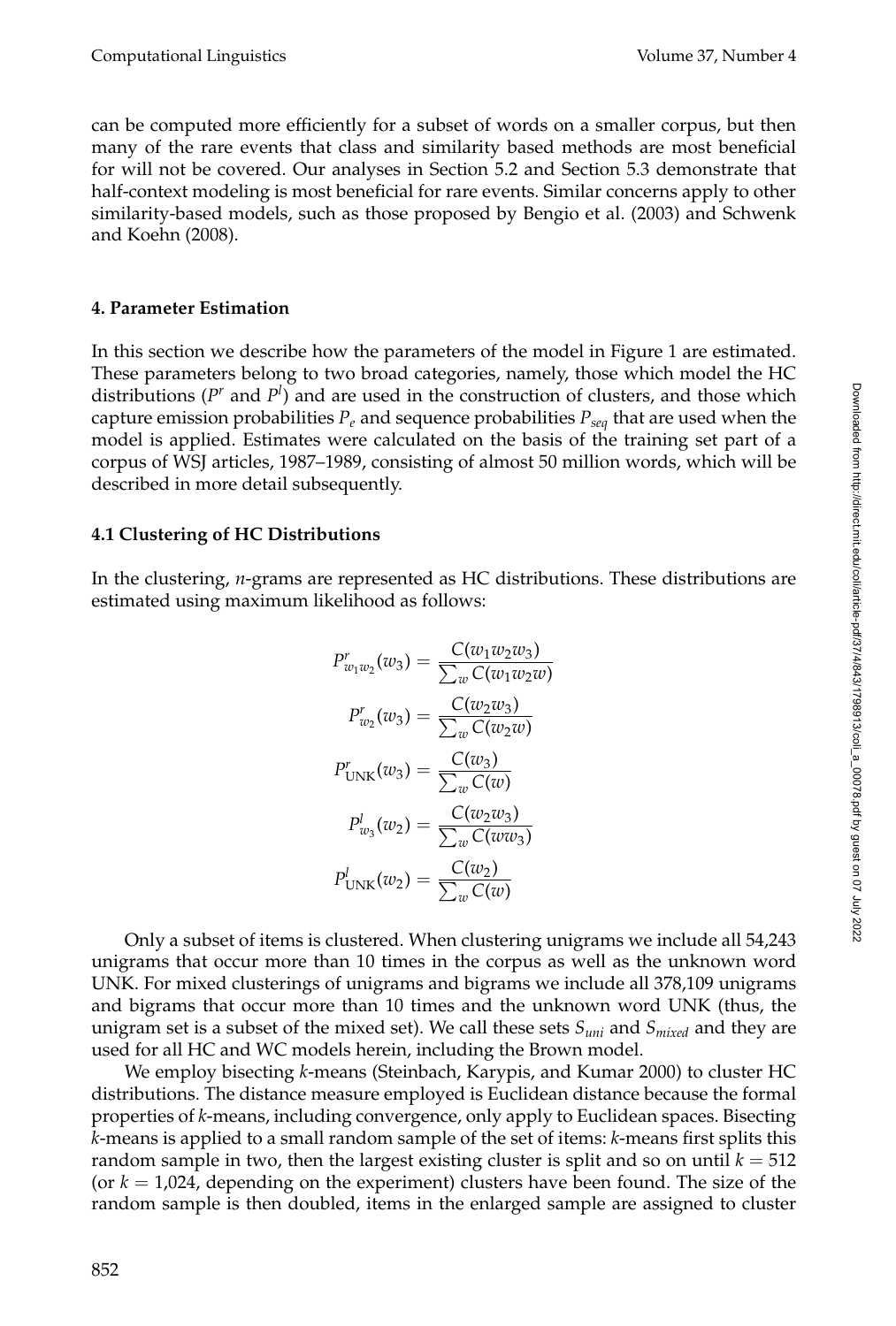can be computed more efficiently for a subset of words on a smaller corpus, but then many of the rare events that class and similarity based methods are most beneficial for will not be covered. Our analyses in Section 5.2 and Section 5.3 demonstrate that half-context modeling is most beneficial for rare events. Similar concerns apply to other similarity-based models, such as those proposed by Bengio et al. (2003) and Schwenk and Koehn (2008).

## 4. Parameter Estimation

In this section we describe how the parameters of the model in Figure 1 are estimated. These parameters belong to two broad categories, namely, those which model the HC distributions ($P^r$ and $P^l$) and are used in the construction of clusters, and those which capture emission probabilities $P_e$ and sequence probabilities $P_{seq}$ that are used when the model is applied. Estimates were calculated on the basis of the training set part of a corpus of WSJ articles, 1987–1989, consisting of almost 50 million words, which will be described in more detail subsequently.

### 4.1 Clustering of HC Distributions

In the clustering, $n$-grams are represented as HC distributions. These distributions are estimated using maximum likelihood as follows:

$$P^r_{w_1 w_2}(w_3) = \frac{C(w_1 w_2 w_3)}{\sum_w C(w_1 w_2 w)}$$

$$P^r_{w_2}(w_3) = \frac{C(w_2 w_3)}{\sum_w C(w_2 w)}$$

$$P^r_{\text{UNK}}(w_3) = \frac{C(w_3)}{\sum_w C(w)}$$

$$P^l_{w_3}(w_2) = \frac{C(w_2 w_3)}{\sum_w C(w w_3)}$$

$$P^l_{\text{UNK}}(w_2) = \frac{C(w_2)}{\sum_w C(w)}$$

Only a subset of items is clustered. When clustering unigrams we include all 54,243 unigrams that occur more than 10 times in the corpus as well as the unknown word UNK. For mixed clusterings of unigrams and bigrams we include all 378,109 unigrams and bigrams that occur more than 10 times and the unknown word UNK (thus, the unigram set is a subset of the mixed set). We call these sets $S_{uni}$ and $S_{mixed}$ and they are used for all HC and WC models herein, including the Brown model.

We employ bisecting $k$-means (Steinbach, Karypis, and Kumar 2000) to cluster HC distributions. The distance measure employed is Euclidean distance because the formal properties of $k$-means, including convergence, only apply to Euclidean spaces. Bisecting $k$-means is applied to a small random sample of the set of items: $k$-means first splits this random sample in two, then the largest existing cluster is split and so on until $k = 512$ (or $k = 1{,}024$, depending on the experiment) clusters have been found. The size of the random sample is then doubled, items in the enlarged sample are assigned to cluster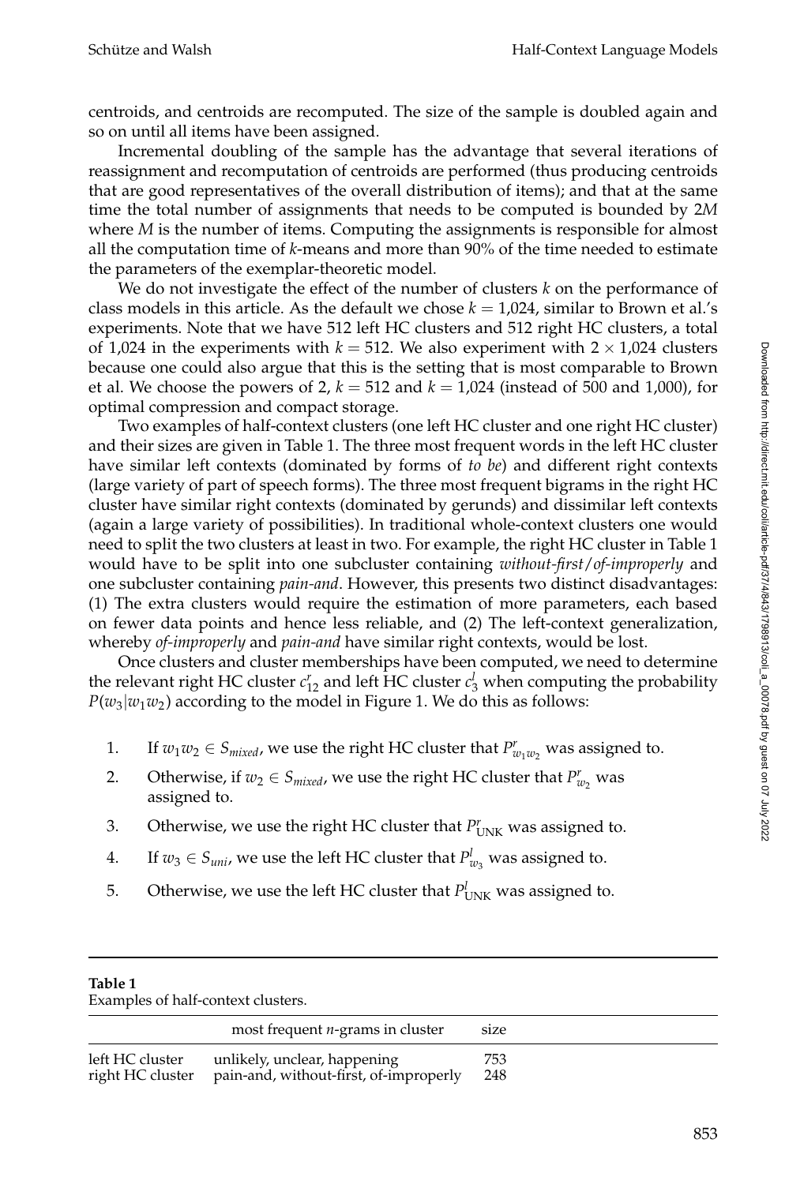centroids, and centroids are recomputed. The size of the sample is doubled again and so on until all items have been assigned.

Incremental doubling of the sample has the advantage that several iterations of reassignment and recomputation of centroids are performed (thus producing centroids that are good representatives of the overall distribution of items); and that at the same time the total number of assignments that needs to be computed is bounded by $2M$ where $M$ is the number of items. Computing the assignments is responsible for almost all the computation time of $k$-means and more than 90% of the time needed to estimate the parameters of the exemplar-theoretic model.

We do not investigate the effect of the number of clusters $k$ on the performance of class models in this article. As the default we chose $k = 1{,}024$, similar to Brown et al.'s experiments. Note that we have 512 left HC clusters and 512 right HC clusters, a total of 1,024 in the experiments with $k = 512$. We also experiment with $2 \times 1{,}024$ clusters because one could also argue that this is the setting that is most comparable to Brown et al. We choose the powers of 2, $k = 512$ and $k = 1{,}024$ (instead of 500 and 1,000), for optimal compression and compact storage.

Two examples of half-context clusters (one left HC cluster and one right HC cluster) and their sizes are given in Table 1. The three most frequent words in the left HC cluster have similar left contexts (dominated by forms of *to be*) and different right contexts (large variety of part of speech forms). The three most frequent bigrams in the right HC cluster have similar right contexts (dominated by gerunds) and dissimilar left contexts (again a large variety of possibilities). In traditional whole-context clusters one would need to split the two clusters at least in two. For example, the right HC cluster in Table 1 would have to be split into one subcluster containing *without-first*/*of-improperly* and one subcluster containing *pain-and*. However, this presents two distinct disadvantages: (1) The extra clusters would require the estimation of more parameters, each based on fewer data points and hence less reliable, and (2) The left-context generalization, whereby *of-improperly* and *pain-and* have similar right contexts, would be lost.

Once clusters and cluster memberships have been computed, we need to determine the relevant right HC cluster $c^r_{12}$ and left HC cluster $c^l_3$ when computing the probability $P(w_3|w_1w_2)$ according to the model in Figure 1. We do this as follows:

1. If $w_1w_2 \in S_{mixed}$, we use the right HC cluster that $P^r_{w_1w_2}$ was assigned to.
2. Otherwise, if $w_2 \in S_{mixed}$, we use the right HC cluster that $P^r_{w_2}$ was assigned to.
3. Otherwise, we use the right HC cluster that $P^r_{\text{UNK}}$ was assigned to.
4. If $w_3 \in S_{uni}$, we use the left HC cluster that $P^l_{w_3}$ was assigned to.
5. Otherwise, we use the left HC cluster that $P^l_{\text{UNK}}$ was assigned to.

**Table 1**
Examples of half-context clusters.

| | most frequent $n$-grams in cluster | size |
|---|---|---|
| left HC cluster | unlikely, unclear, happening | 753 |
| right HC cluster | pain-and, without-first, of-improperly | 248 |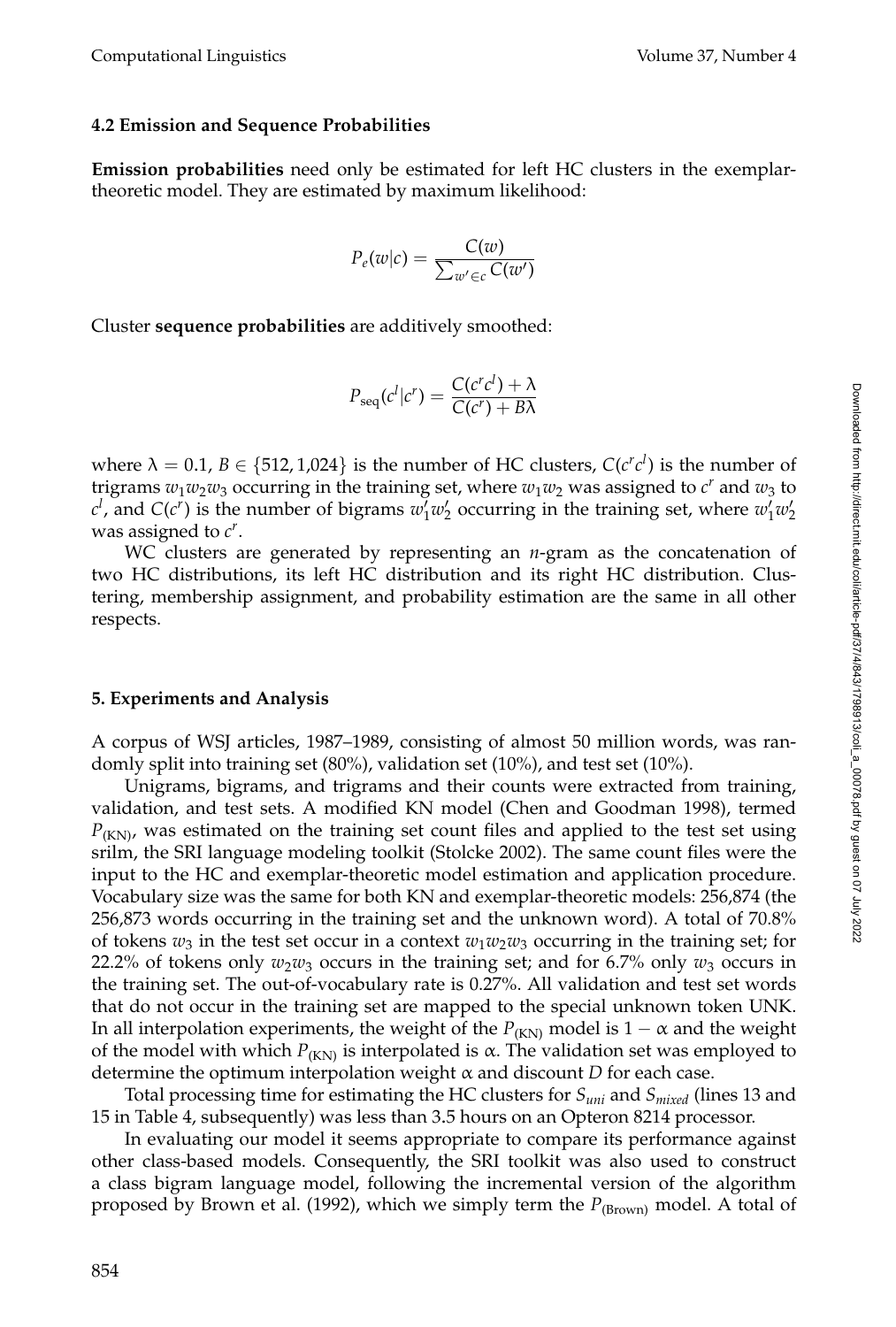### 4.2 Emission and Sequence Probabilities

**Emission probabilities** need only be estimated for left HC clusters in the exemplar-theoretic model. They are estimated by maximum likelihood:

$$P_e(w|c) = \frac{C(w)}{\sum_{w' \in c} C(w')}$$

Cluster **sequence probabilities** are additively smoothed:

$$P_{\text{seq}}(c^l|c^r) = \frac{C(c^r c^l) + \lambda}{C(c^r) + B\lambda}$$

where $\lambda = 0.1$, $B \in \{512, 1{,}024\}$ is the number of HC clusters, $C(c^r c^l)$ is the number of trigrams $w_1 w_2 w_3$ occurring in the training set, where $w_1 w_2$ was assigned to $c^r$ and $w_3$ to $c^l$, and $C(c^r)$ is the number of bigrams $w'_1 w'_2$ occurring in the training set, where $w'_1 w'_2$ was assigned to $c^r$.

WC clusters are generated by representing an $n$-gram as the concatenation of two HC distributions, its left HC distribution and its right HC distribution. Clustering, membership assignment, and probability estimation are the same in all other respects.

## 5. Experiments and Analysis

A corpus of WSJ articles, 1987–1989, consisting of almost 50 million words, was randomly split into training set (80%), validation set (10%), and test set (10%).

Unigrams, bigrams, and trigrams and their counts were extracted from training, validation, and test sets. A modified KN model (Chen and Goodman 1998), termed $P_{\text{(KN)}}$, was estimated on the training set count files and applied to the test set using srilm, the SRI language modeling toolkit (Stolcke 2002). The same count files were the input to the HC and exemplar-theoretic model estimation and application procedure. Vocabulary size was the same for both KN and exemplar-theoretic models: 256,874 (the 256,873 words occurring in the training set and the unknown word). A total of 70.8% of tokens $w_3$ in the test set occur in a context $w_1 w_2 w_3$ occurring in the training set; for 22.2% of tokens only $w_2 w_3$ occurs in the training set; and for 6.7% only $w_3$ occurs in the training set. The out-of-vocabulary rate is 0.27%. All validation and test set words that do not occur in the training set are mapped to the special unknown token UNK. In all interpolation experiments, the weight of the $P_{\text{(KN)}}$ model is $1 - \alpha$ and the weight of the model with which $P_{\text{(KN)}}$ is interpolated is $\alpha$. The validation set was employed to determine the optimum interpolation weight $\alpha$ and discount $D$ for each case.

Total processing time for estimating the HC clusters for $S_{uni}$ and $S_{mixed}$ (lines 13 and 15 in Table 4, subsequently) was less than 3.5 hours on an Opteron 8214 processor.

In evaluating our model it seems appropriate to compare its performance against other class-based models. Consequently, the SRI toolkit was also used to construct a class bigram language model, following the incremental version of the algorithm proposed by Brown et al. (1992), which we simply term the $P_{\text{(Brown)}}$ model. A total of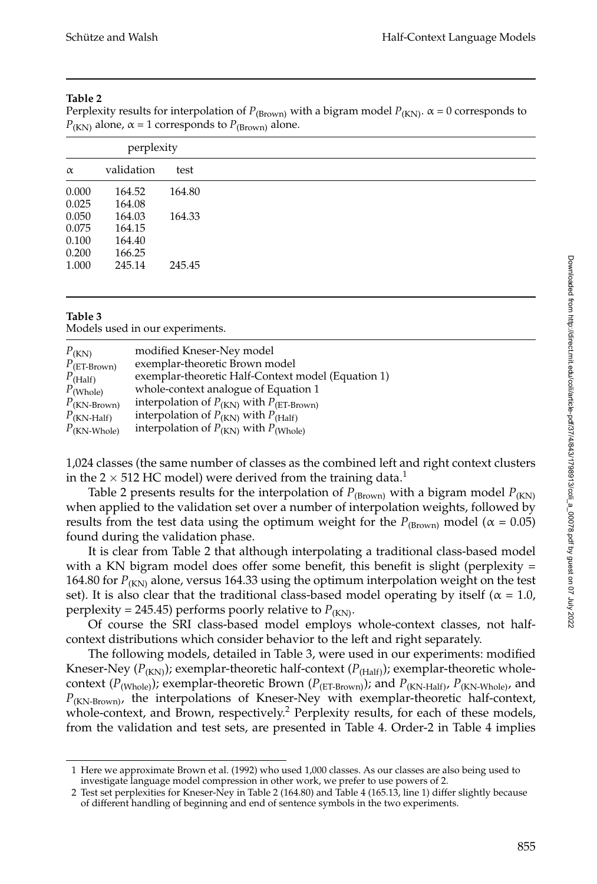**Table 2**

Perplexity results for interpolation of $P_{(\text{Brown})}$ with a bigram model $P_{(\text{KN})}$. $\alpha = 0$ corresponds to $P_{(\text{KN})}$ alone, $\alpha = 1$ corresponds to $P_{(\text{Brown})}$ alone.

| | perplexity | |
|---|---|---|
| $\alpha$ | validation | test |
| 0.000 | 164.52 | 164.80 |
| 0.025 | 164.08 | |
| 0.050 | 164.03 | 164.33 |
| 0.075 | 164.15 | |
| 0.100 | 164.40 | |
| 0.200 | 166.25 | |
| 1.000 | 245.14 | 245.45 |

**Table 3**

Models used in our experiments.

| | |
|---|---|
| $P_{(\text{KN})}$ | modified Kneser-Ney model |
| $P_{(\text{ET-Brown})}$ | exemplar-theoretic Brown model |
| $P_{(\text{Half})}$ | exemplar-theoretic Half-Context model (Equation 1) |
| $P_{(\text{Whole})}$ | whole-context analogue of Equation 1 |
| $P_{(\text{KN-Brown})}$ | interpolation of $P_{(\text{KN})}$ with $P_{(\text{ET-Brown})}$ |
| $P_{(\text{KN-Half})}$ | interpolation of $P_{(\text{KN})}$ with $P_{(\text{Half})}$ |
| $P_{(\text{KN-Whole})}$ | interpolation of $P_{(\text{KN})}$ with $P_{(\text{Whole})}$ |

1,024 classes (the same number of classes as the combined left and right context clusters in the $2 \times 512$ HC model) were derived from the training data.[1]

Table 2 presents results for the interpolation of $P_{(\text{Brown})}$ with a bigram model $P_{(\text{KN})}$ when applied to the validation set over a number of interpolation weights, followed by results from the test data using the optimum weight for the $P_{(\text{Brown})}$ model ($\alpha = 0.05$) found during the validation phase.

It is clear from Table 2 that although interpolating a traditional class-based model with a KN bigram model does offer some benefit, this benefit is slight (perplexity = 164.80 for $P_{(\text{KN})}$ alone, versus 164.33 using the optimum interpolation weight on the test set). It is also clear that the traditional class-based model operating by itself ($\alpha = 1.0$, perplexity = 245.45) performs poorly relative to $P_{(\text{KN})}$.

Of course the SRI class-based model employs whole-context classes, not half-context distributions which consider behavior to the left and right separately.

The following models, detailed in Table 3, were used in our experiments: modified Kneser-Ney ($P_{(\text{KN})}$); exemplar-theoretic half-context ($P_{(\text{Half})}$); exemplar-theoretic whole-context ($P_{(\text{Whole})}$); exemplar-theoretic Brown ($P_{(\text{ET-Brown})}$); and $P_{(\text{KN-Half})}$, $P_{(\text{KN-Whole})}$, and $P_{(\text{KN-Brown})}$, the interpolations of Kneser-Ney with exemplar-theoretic half-context, whole-context, and Brown, respectively.[2] Perplexity results, for each of these models, from the validation and test sets, are presented in Table 4. Order-2 in Table 4 implies

---

1 Here we approximate Brown et al. (1992) who used 1,000 classes. As our classes are also being used to investigate language model compression in other work, we prefer to use powers of 2.

2 Test set perplexities for Kneser-Ney in Table 2 (164.80) and Table 4 (165.13, line 1) differ slightly because of different handling of beginning and end of sentence symbols in the two experiments.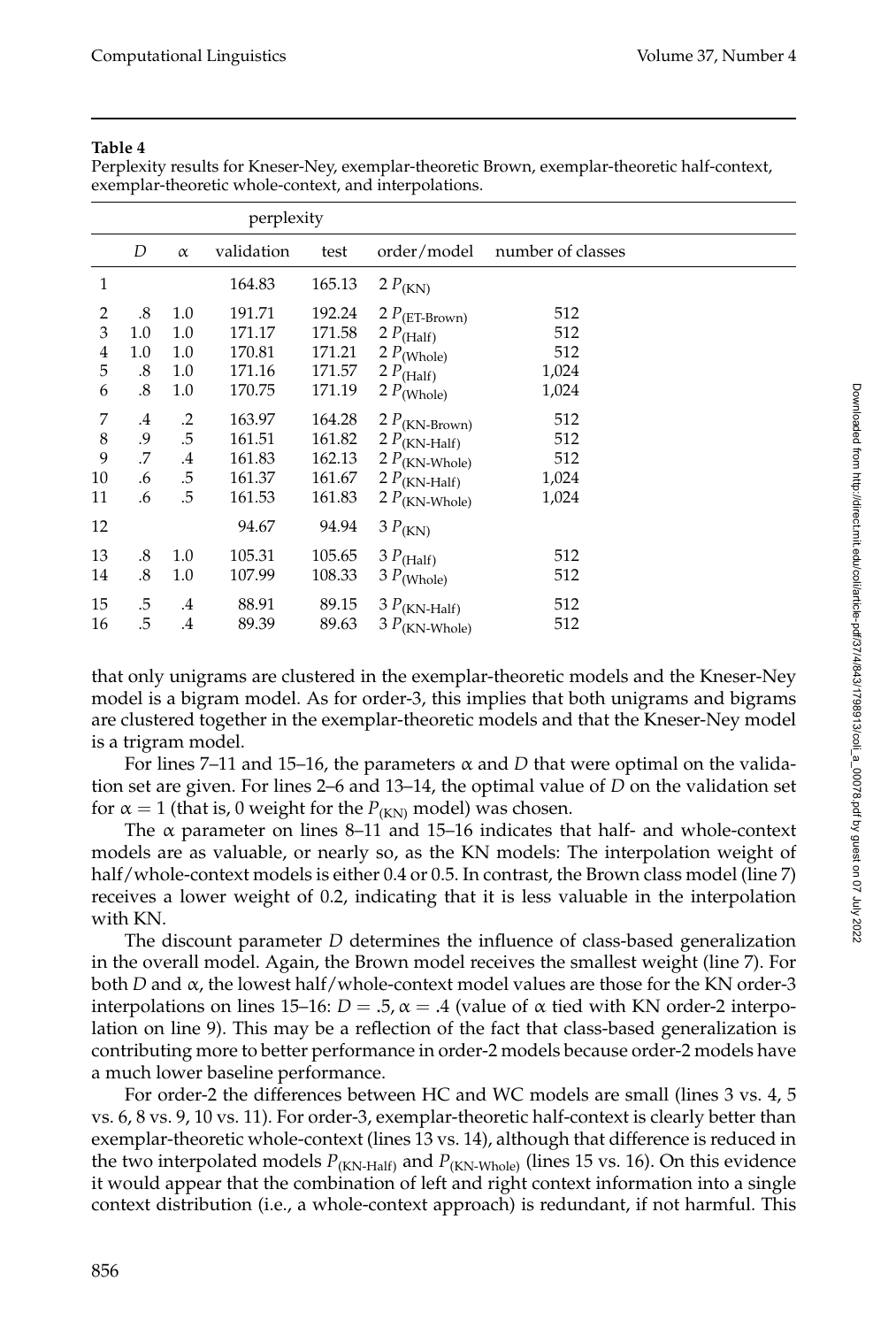**Table 4**

Perplexity results for Kneser-Ney, exemplar-theoretic Brown, exemplar-theoretic half-context, exemplar-theoretic whole-context, and interpolations.

| | | | perplexity | | | |
|---|---|---|---|---|---|---|
| | $D$ | $\alpha$ | validation | test | order/model | number of classes |
| 1 | | | 164.83 | 165.13 | 2 $P_{(\text{KN})}$ | |
| 2 | .8 | 1.0 | 191.71 | 192.24 | 2 $P_{(\text{ET-Brown})}$ | 512 |
| 3 | 1.0 | 1.0 | 171.17 | 171.58 | 2 $P_{(\text{Half})}$ | 512 |
| 4 | 1.0 | 1.0 | 170.81 | 171.21 | 2 $P_{(\text{Whole})}$ | 512 |
| 5 | .8 | 1.0 | 171.16 | 171.57 | 2 $P_{(\text{Half})}$ | 1,024 |
| 6 | .8 | 1.0 | 170.75 | 171.19 | 2 $P_{(\text{Whole})}$ | 1,024 |
| 7 | .4 | .2 | 163.97 | 164.28 | 2 $P_{(\text{KN-Brown})}$ | 512 |
| 8 | .9 | .5 | 161.51 | 161.82 | 2 $P_{(\text{KN-Half})}$ | 512 |
| 9 | .7 | .4 | 161.83 | 162.13 | 2 $P_{(\text{KN-Whole})}$ | 512 |
| 10 | .6 | .5 | 161.37 | 161.67 | 2 $P_{(\text{KN-Half})}$ | 1,024 |
| 11 | .6 | .5 | 161.53 | 161.83 | 2 $P_{(\text{KN-Whole})}$ | 1,024 |
| 12 | | | 94.67 | 94.94 | 3 $P_{(\text{KN})}$ | |
| 13 | .8 | 1.0 | 105.31 | 105.65 | 3 $P_{(\text{Half})}$ | 512 |
| 14 | .8 | 1.0 | 107.99 | 108.33 | 3 $P_{(\text{Whole})}$ | 512 |
| 15 | .5 | .4 | 88.91 | 89.15 | 3 $P_{(\text{KN-Half})}$ | 512 |
| 16 | .5 | .4 | 89.39 | 89.63 | 3 $P_{(\text{KN-Whole})}$ | 512 |

that only unigrams are clustered in the exemplar-theoretic models and the Kneser-Ney model is a bigram model. As for order-3, this implies that both unigrams and bigrams are clustered together in the exemplar-theoretic models and that the Kneser-Ney model is a trigram model.

For lines 7–11 and 15–16, the parameters $\alpha$ and $D$ that were optimal on the validation set are given. For lines 2–6 and 13–14, the optimal value of $D$ on the validation set for $\alpha = 1$ (that is, 0 weight for the $P_{(\text{KN})}$ model) was chosen.

The $\alpha$ parameter on lines 8–11 and 15–16 indicates that half- and whole-context models are as valuable, or nearly so, as the KN models: The interpolation weight of half/whole-context models is either 0.4 or 0.5. In contrast, the Brown class model (line 7) receives a lower weight of 0.2, indicating that it is less valuable in the interpolation with KN.

The discount parameter $D$ determines the influence of class-based generalization in the overall model. Again, the Brown model receives the smallest weight (line 7). For both $D$ and $\alpha$, the lowest half/whole-context model values are those for the KN order-3 interpolations on lines 15–16: $D = .5, \alpha = .4$ (value of $\alpha$ tied with KN order-2 interpolation on line 9). This may be a reflection of the fact that class-based generalization is contributing more to better performance in order-2 models because order-2 models have a much lower baseline performance.

For order-2 the differences between HC and WC models are small (lines 3 vs. 4, 5 vs. 6, 8 vs. 9, 10 vs. 11). For order-3, exemplar-theoretic half-context is clearly better than exemplar-theoretic whole-context (lines 13 vs. 14), although that difference is reduced in the two interpolated models $P_{(\text{KN-Half})}$ and $P_{(\text{KN-Whole})}$ (lines 15 vs. 16). On this evidence it would appear that the combination of left and right context information into a single context distribution (i.e., a whole-context approach) is redundant, if not harmful. This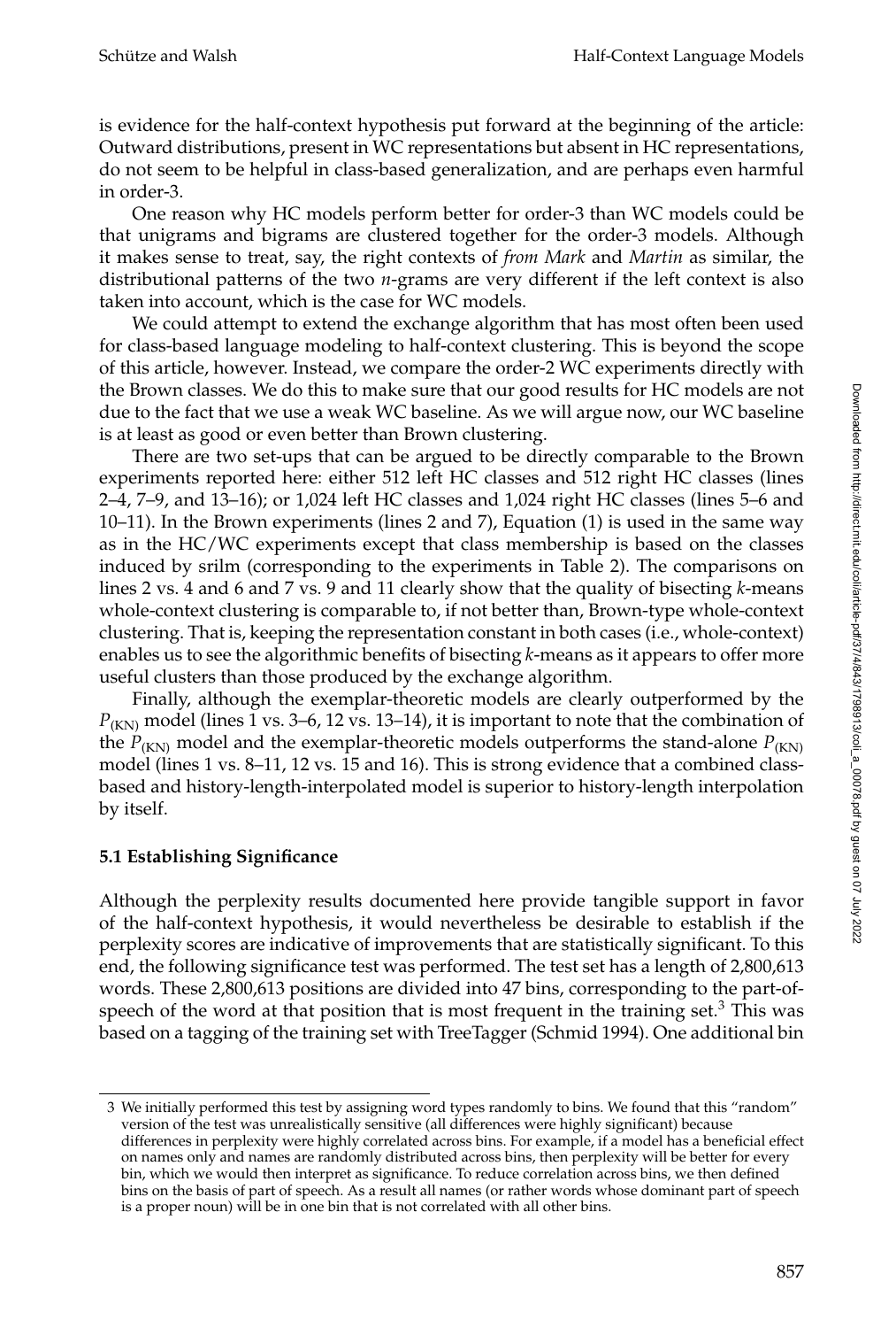is evidence for the half-context hypothesis put forward at the beginning of the article: Outward distributions, present in WC representations but absent in HC representations, do not seem to be helpful in class-based generalization, and are perhaps even harmful in order-3.

One reason why HC models perform better for order-3 than WC models could be that unigrams and bigrams are clustered together for the order-3 models. Although it makes sense to treat, say, the right contexts of *from Mark* and *Martin* as similar, the distributional patterns of the two *n*-grams are very different if the left context is also taken into account, which is the case for WC models.

We could attempt to extend the exchange algorithm that has most often been used for class-based language modeling to half-context clustering. This is beyond the scope of this article, however. Instead, we compare the order-2 WC experiments directly with the Brown classes. We do this to make sure that our good results for HC models are not due to the fact that we use a weak WC baseline. As we will argue now, our WC baseline is at least as good or even better than Brown clustering.

There are two set-ups that can be argued to be directly comparable to the Brown experiments reported here: either 512 left HC classes and 512 right HC classes (lines 2–4, 7–9, and 13–16); or 1,024 left HC classes and 1,024 right HC classes (lines 5–6 and 10–11). In the Brown experiments (lines 2 and 7), Equation (1) is used in the same way as in the HC/WC experiments except that class membership is based on the classes induced by srilm (corresponding to the experiments in Table 2). The comparisons on lines 2 vs. 4 and 6 and 7 vs. 9 and 11 clearly show that the quality of bisecting *k*-means whole-context clustering is comparable to, if not better than, Brown-type whole-context clustering. That is, keeping the representation constant in both cases (i.e., whole-context) enables us to see the algorithmic benefits of bisecting *k*-means as it appears to offer more useful clusters than those produced by the exchange algorithm.

Finally, although the exemplar-theoretic models are clearly outperformed by the $P_{(\mathrm{KN})}$ model (lines 1 vs. 3–6, 12 vs. 13–14), it is important to note that the combination of the $P_{(\mathrm{KN})}$ model and the exemplar-theoretic models outperforms the stand-alone $P_{(\mathrm{KN})}$ model (lines 1 vs. 8–11, 12 vs. 15 and 16). This is strong evidence that a combined class-based and history-length-interpolated model is superior to history-length interpolation by itself.

### 5.1 Establishing Significance

Although the perplexity results documented here provide tangible support in favor of the half-context hypothesis, it would nevertheless be desirable to establish if the perplexity scores are indicative of improvements that are statistically significant. To this end, the following significance test was performed. The test set has a length of 2,800,613 words. These 2,800,613 positions are divided into 47 bins, corresponding to the part-of-speech of the word at that position that is most frequent in the training set.[3] This was based on a tagging of the training set with TreeTagger (Schmid 1994). One additional bin

---

3 We initially performed this test by assigning word types randomly to bins. We found that this "random" version of the test was unrealistically sensitive (all differences were highly significant) because differences in perplexity were highly correlated across bins. For example, if a model has a beneficial effect on names only and names are randomly distributed across bins, then perplexity will be better for every bin, which we would then interpret as significance. To reduce correlation across bins, we then defined bins on the basis of part of speech. As a result all names (or rather words whose dominant part of speech is a proper noun) will be in one bin that is not correlated with all other bins.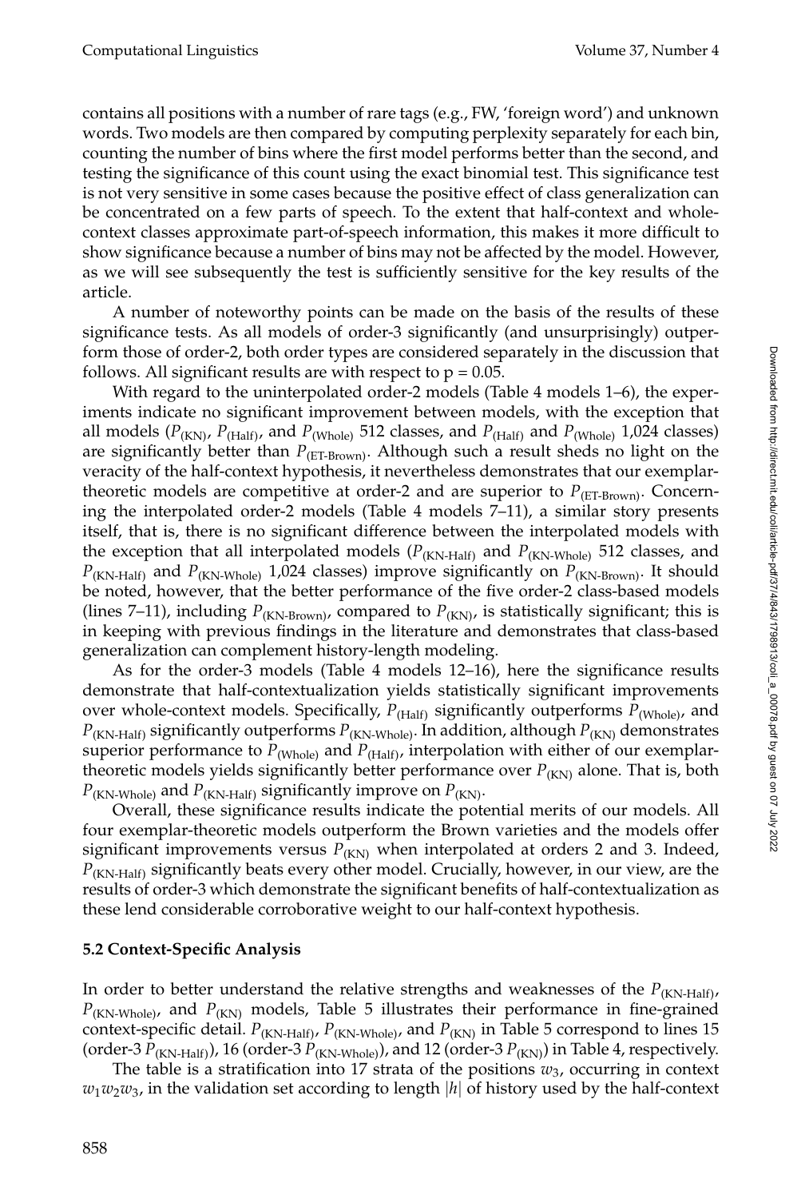contains all positions with a number of rare tags (e.g., FW, 'foreign word') and unknown words. Two models are then compared by computing perplexity separately for each bin, counting the number of bins where the first model performs better than the second, and testing the significance of this count using the exact binomial test. This significance test is not very sensitive in some cases because the positive effect of class generalization can be concentrated on a few parts of speech. To the extent that half-context and whole-context classes approximate part-of-speech information, this makes it more difficult to show significance because a number of bins may not be affected by the model. However, as we will see subsequently the test is sufficiently sensitive for the key results of the article.

A number of noteworthy points can be made on the basis of the results of these significance tests. As all models of order-3 significantly (and unsurprisingly) outperform those of order-2, both order types are considered separately in the discussion that follows. All significant results are with respect to $p = 0.05$.

With regard to the uninterpolated order-2 models (Table 4 models 1–6), the experiments indicate no significant improvement between models, with the exception that all models ($P_{(\mathrm{KN})}$, $P_{(\mathrm{Half})}$, and $P_{(\mathrm{Whole})}$ 512 classes, and $P_{(\mathrm{Half})}$ and $P_{(\mathrm{Whole})}$ 1,024 classes) are significantly better than $P_{(\mathrm{ET\text{-}Brown})}$. Although such a result sheds no light on the veracity of the half-context hypothesis, it nevertheless demonstrates that our exemplar-theoretic models are competitive at order-2 and are superior to $P_{(\mathrm{ET\text{-}Brown})}$. Concerning the interpolated order-2 models (Table 4 models 7–11), a similar story presents itself, that is, there is no significant difference between the interpolated models with the exception that all interpolated models ($P_{(\mathrm{KN\text{-}Half})}$ and $P_{(\mathrm{KN\text{-}Whole})}$ 512 classes, and $P_{(\mathrm{KN\text{-}Half})}$ and $P_{(\mathrm{KN\text{-}Whole})}$ 1,024 classes) improve significantly on $P_{(\mathrm{KN\text{-}Brown})}$. It should be noted, however, that the better performance of the five order-2 class-based models (lines 7–11), including $P_{(\mathrm{KN\text{-}Brown})}$, compared to $P_{(\mathrm{KN})}$, is statistically significant; this is in keeping with previous findings in the literature and demonstrates that class-based generalization can complement history-length modeling.

As for the order-3 models (Table 4 models 12–16), here the significance results demonstrate that half-contextualization yields statistically significant improvements over whole-context models. Specifically, $P_{(\mathrm{Half})}$ significantly outperforms $P_{(\mathrm{Whole})}$, and $P_{(\mathrm{KN\text{-}Half})}$ significantly outperforms $P_{(\mathrm{KN\text{-}Whole})}$. In addition, although $P_{(\mathrm{KN})}$ demonstrates superior performance to $P_{(\mathrm{Whole})}$ and $P_{(\mathrm{Half})}$, interpolation with either of our exemplar-theoretic models yields significantly better performance over $P_{(\mathrm{KN})}$ alone. That is, both $P_{(\mathrm{KN\text{-}Whole})}$ and $P_{(\mathrm{KN\text{-}Half})}$ significantly improve on $P_{(\mathrm{KN})}$.

Overall, these significance results indicate the potential merits of our models. All four exemplar-theoretic models outperform the Brown varieties and the models offer significant improvements versus $P_{(\mathrm{KN})}$ when interpolated at orders 2 and 3. Indeed, $P_{(\mathrm{KN\text{-}Half})}$ significantly beats every other model. Crucially, however, in our view, are the results of order-3 which demonstrate the significant benefits of half-contextualization as these lend considerable corroborative weight to our half-context hypothesis.

### 5.2 Context-Specific Analysis

In order to better understand the relative strengths and weaknesses of the $P_{(\mathrm{KN\text{-}Half})}$, $P_{(\mathrm{KN\text{-}Whole})}$, and $P_{(\mathrm{KN})}$ models, Table 5 illustrates their performance in fine-grained context-specific detail. $P_{(\mathrm{KN\text{-}Half})}$, $P_{(\mathrm{KN\text{-}Whole})}$, and $P_{(\mathrm{KN})}$ in Table 5 correspond to lines 15 (order-3 $P_{(\mathrm{KN\text{-}Half})}$), 16 (order-3 $P_{(\mathrm{KN\text{-}Whole})}$), and 12 (order-3 $P_{(\mathrm{KN})}$) in Table 4, respectively.

The table is a stratification into 17 strata of the positions $w_3$, occurring in context $w_1w_2w_3$, in the validation set according to length $|h|$ of history used by the half-context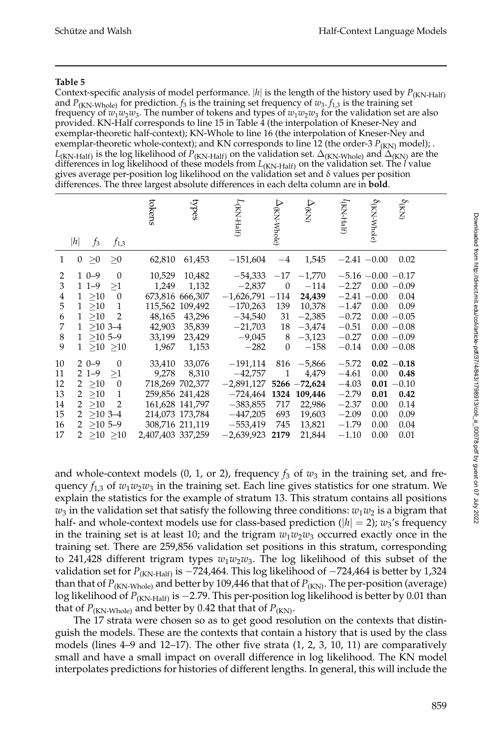**Table 5**

Context-specific analysis of model performance. $|h|$ is the length of the history used by $P_{(\text{KN-Half})}$ and $P_{(\text{KN-Whole})}$ for prediction. $f_3$ is the training set frequency of $w_3$. $f_{1,3}$ is the training set frequency of $w_1w_2w_3$. The number of tokens and types of $w_1w_2w_3$ for the validation set are also provided. KN-Half corresponds to line 15 in Table 4 (the interpolation of Kneser-Ney and exemplar-theoretic half-context); KN-Whole to line 16 (the interpolation of Kneser-Ney and exemplar-theoretic whole-context); and KN corresponds to line 12 (the order-3 $P_{(\text{KN})}$ model); . $L_{(\text{KN-Half})}$ is the log likelihood of $P_{(\text{KN-Half})}$ on the validation set. $\Delta_{(\text{KN-Whole})}$ and $\Delta_{(\text{KN})}$ are the differences in log likelihood of these models from $L_{(\text{KN-Half})}$ on the validation set. The $l$ value gives average per-position log likelihood on the validation set and $\delta$ values per position differences. The three largest absolute differences in each delta column are in **bold**.

| | $\lvert h\rvert$ | $f_3$ | $f_{1,3}$ | tokens | types | $L_{(\text{KN-Half})}$ | $\Delta_{(\text{KN-Whole})}$ | $\Delta_{(\text{KN})}$ | $l_{(\text{KN-Half})}$ | $\delta_{(\text{KN-Whole})}$ | $\delta_{(\text{KN})}$ |
|---|---|---|---|---|---|---|---|---|---|---|---|
| 1 | 0 | ≥0 | ≥0 | 62,810 | 61,453 | −151,604 | −4 | 1,545 | −2.41 | −0.00 | 0.02 |
| 2 | 1 | 0–9 | 0 | 10,529 | 10,482 | −54,333 | −17 | −1,770 | −5.16 | −0.00 | −0.17 |
| 3 | 1 | 1–9 | ≥1 | 1,249 | 1,132 | −2,837 | 0 | −114 | −2.27 | 0.00 | −0.09 |
| 4 | 1 | ≥10 | 0 | 673,816 | 666,307 | −1,626,791 | −114 | **24,439** | −2.41 | −0.00 | 0.04 |
| 5 | 1 | ≥10 | 1 | 115,562 | 109,492 | −170,263 | 139 | 10,378 | −1.47 | 0.00 | 0.09 |
| 6 | 1 | ≥10 | 2 | 48,165 | 43,296 | −34,540 | 31 | −2,385 | −0.72 | 0.00 | −0.05 |
| 7 | 1 | ≥10 | 3–4 | 42,903 | 35,839 | −21,703 | 18 | −3,474 | −0.51 | 0.00 | −0.08 |
| 8 | 1 | ≥10 | 5–9 | 33,199 | 23,429 | −9,045 | 8 | −3,123 | −0.27 | 0.00 | −0.09 |
| 9 | 1 | ≥10 | ≥10 | 1,967 | 1,153 | −282 | 0 | −158 | −0.14 | 0.00 | −0.08 |
| 10 | 2 | 0–9 | 0 | 33,410 | 33,076 | −191,114 | 816 | −5,866 | −5.72 | **0.02** | **−0.18** |
| 11 | 2 | 1–9 | ≥1 | 9,278 | 8,310 | −42,757 | 1 | 4,479 | −4.61 | 0.00 | **0.48** |
| 12 | 2 | ≥10 | 0 | 718,269 | 702,377 | −2,891,127 | **5266** | **−72,624** | −4.03 | **0.01** | −0.10 |
| 13 | 2 | ≥10 | 1 | 259,856 | 241,428 | −724,464 | **1324** | **109,446** | −2.79 | **0.01** | **0.42** |
| 14 | 2 | ≥10 | 2 | 161,628 | 141,797 | −383,855 | 717 | 22,986 | −2.37 | 0.00 | 0.14 |
| 15 | 2 | ≥10 | 3–4 | 214,073 | 173,784 | −447,205 | 693 | 19,603 | −2.09 | 0.00 | 0.09 |
| 16 | 2 | ≥10 | 5–9 | 308,716 | 211,119 | −553,419 | 745 | 13,821 | −1.79 | 0.00 | 0.04 |
| 17 | 2 | ≥10 | ≥10 | 2,407,403 | 337,259 | −2,639,923 | **2179** | 21,844 | −1.10 | 0.00 | 0.01 |

and whole-context models (0, 1, or 2), frequency $f_3$ of $w_3$ in the training set, and frequency $f_{1,3}$ of $w_1w_2w_3$ in the training set. Each line gives statistics for one stratum. We explain the statistics for the example of stratum 13. This stratum contains all positions $w_3$ in the validation set that satisfy the following three conditions: $w_1w_2$ is a bigram that half- and whole-context models use for class-based prediction ($|h| = 2$); $w_3$'s frequency in the training set is at least 10; and the trigram $w_1w_2w_3$ occurred exactly once in the training set. There are 259,856 validation set positions in this stratum, corresponding to 241,428 different trigram types $w_1w_2w_3$. The log likelihood of this subset of the validation set for $P_{(\text{KN-Half})}$ is −724,464. This log likelihood of −724,464 is better by 1,324 than that of $P_{(\text{KN-Whole})}$ and better by 109,446 that that of $P_{(\text{KN})}$. The per-position (average) log likelihood of $P_{(\text{KN-Half})}$ is −2.79. This per-position log likelihood is better by 0.01 than that of $P_{(\text{KN-Whole})}$ and better by 0.42 that that of $P_{(\text{KN})}$.

The 17 strata were chosen so as to get good resolution on the contexts that distinguish the models. These are the contexts that contain a history that is used by the class models (lines 4–9 and 12–17). The other five strata (1, 2, 3, 10, 11) are comparatively small and have a small impact on overall difference in log likelihood. The KN model interpolates predictions for histories of different lengths. In general, this will include the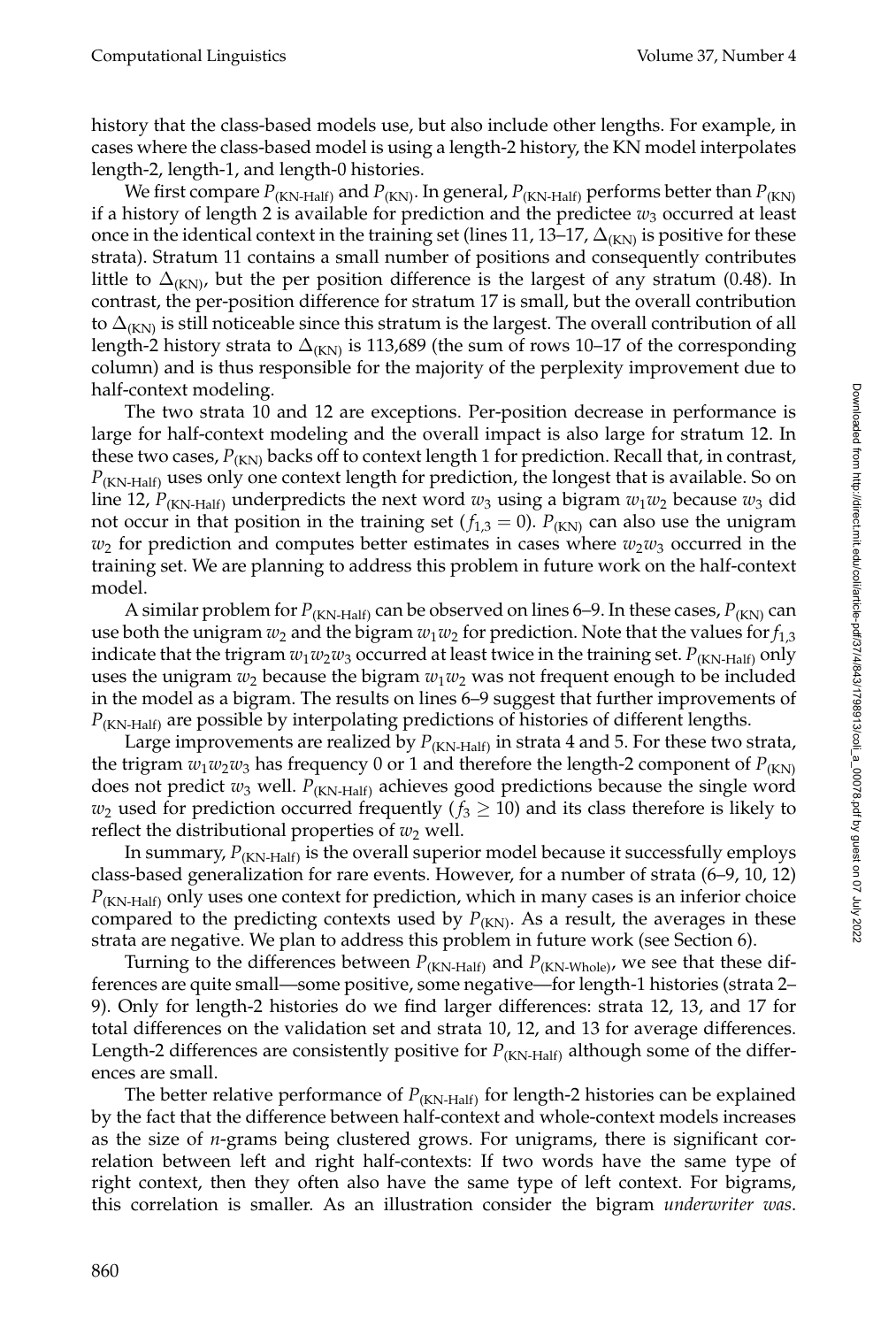history that the class-based models use, but also include other lengths. For example, in cases where the class-based model is using a length-2 history, the KN model interpolates length-2, length-1, and length-0 histories.

We first compare $P_{\text{(KN-Half)}}$ and $P_{\text{(KN)}}$. In general, $P_{\text{(KN-Half)}}$ performs better than $P_{\text{(KN)}}$ if a history of length 2 is available for prediction and the predictee $w_3$ occurred at least once in the identical context in the training set (lines 11, 13–17, $\Delta_{\text{(KN)}}$ is positive for these strata). Stratum 11 contains a small number of positions and consequently contributes little to $\Delta_{\text{(KN)}}$, but the per position difference is the largest of any stratum (0.48). In contrast, the per-position difference for stratum 17 is small, but the overall contribution to $\Delta_{\text{(KN)}}$ is still noticeable since this stratum is the largest. The overall contribution of all length-2 history strata to $\Delta_{\text{(KN)}}$ is 113,689 (the sum of rows 10–17 of the corresponding column) and is thus responsible for the majority of the perplexity improvement due to half-context modeling.

The two strata 10 and 12 are exceptions. Per-position decrease in performance is large for half-context modeling and the overall impact is also large for stratum 12. In these two cases, $P_{\text{(KN)}}$ backs off to context length 1 for prediction. Recall that, in contrast, $P_{\text{(KN-Half)}}$ uses only one context length for prediction, the longest that is available. So on line 12, $P_{\text{(KN-Half)}}$ underpredicts the next word $w_3$ using a bigram $w_1w_2$ because $w_3$ did not occur in that position in the training set ($f_{1,3} = 0$). $P_{\text{(KN)}}$ can also use the unigram $w_2$ for prediction and computes better estimates in cases where $w_2w_3$ occurred in the training set. We are planning to address this problem in future work on the half-context model.

A similar problem for $P_{\text{(KN-Half)}}$ can be observed on lines 6–9. In these cases, $P_{\text{(KN)}}$ can use both the unigram $w_2$ and the bigram $w_1w_2$ for prediction. Note that the values for $f_{1,3}$ indicate that the trigram $w_1w_2w_3$ occurred at least twice in the training set. $P_{\text{(KN-Half)}}$ only uses the unigram $w_2$ because the bigram $w_1w_2$ was not frequent enough to be included in the model as a bigram. The results on lines 6–9 suggest that further improvements of $P_{\text{(KN-Half)}}$ are possible by interpolating predictions of histories of different lengths.

Large improvements are realized by $P_{\text{(KN-Half)}}$ in strata 4 and 5. For these two strata, the trigram $w_1w_2w_3$ has frequency 0 or 1 and therefore the length-2 component of $P_{\text{(KN)}}$ does not predict $w_3$ well. $P_{\text{(KN-Half)}}$ achieves good predictions because the single word $w_2$ used for prediction occurred frequently ($f_3 \geq 10$) and its class therefore is likely to reflect the distributional properties of $w_2$ well.

In summary, $P_{\text{(KN-Half)}}$ is the overall superior model because it successfully employs class-based generalization for rare events. However, for a number of strata (6–9, 10, 12) $P_{\text{(KN-Half)}}$ only uses one context for prediction, which in many cases is an inferior choice compared to the predicting contexts used by $P_{\text{(KN)}}$. As a result, the averages in these strata are negative. We plan to address this problem in future work (see Section 6).

Turning to the differences between $P_{\text{(KN-Half)}}$ and $P_{\text{(KN-Whole)}}$, we see that these differences are quite small—some positive, some negative—for length-1 histories (strata 2–9). Only for length-2 histories do we find larger differences: strata 12, 13, and 17 for total differences on the validation set and strata 10, 12, and 13 for average differences. Length-2 differences are consistently positive for $P_{\text{(KN-Half)}}$ although some of the differences are small.

The better relative performance of $P_{\text{(KN-Half)}}$ for length-2 histories can be explained by the fact that the difference between half-context and whole-context models increases as the size of $n$-grams being clustered grows. For unigrams, there is significant correlation between left and right half-contexts: If two words have the same type of right context, then they often also have the same type of left context. For bigrams, this correlation is smaller. As an illustration consider the bigram *underwriter was*.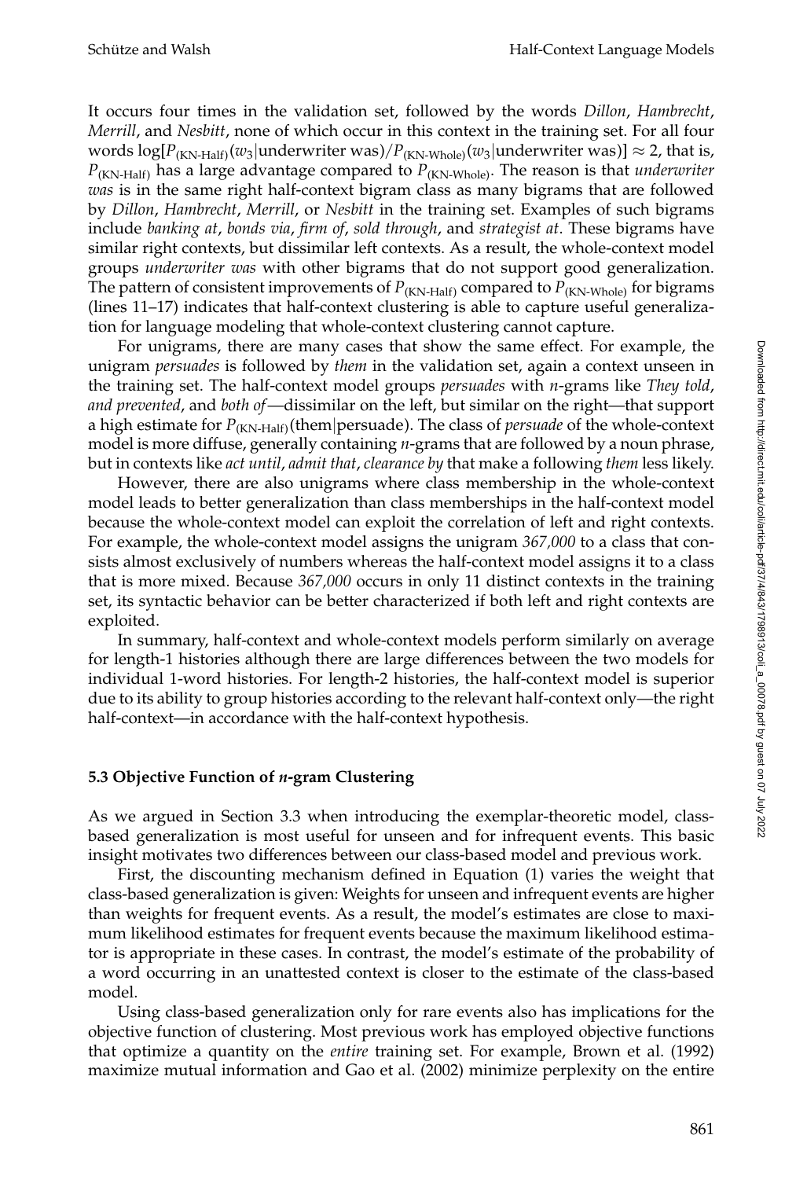It occurs four times in the validation set, followed by the words *Dillon*, *Hambrecht*, *Merrill*, and *Nesbitt*, none of which occur in this context in the training set. For all four words $\log[P_{\text{(KN-Half)}}(w_3|\text{underwriter was})/P_{\text{(KN-Whole)}}(w_3|\text{underwriter was})] \approx 2$, that is, $P_{\text{(KN-Half)}}$ has a large advantage compared to $P_{\text{(KN-Whole)}}$. The reason is that *underwriter was* is in the same right half-context bigram class as many bigrams that are followed by *Dillon*, *Hambrecht*, *Merrill*, or *Nesbitt* in the training set. Examples of such bigrams include *banking at*, *bonds via*, *firm of*, *sold through*, and *strategist at*. These bigrams have similar right contexts, but dissimilar left contexts. As a result, the whole-context model groups *underwriter was* with other bigrams that do not support good generalization. The pattern of consistent improvements of $P_{\text{(KN-Half)}}$ compared to $P_{\text{(KN-Whole)}}$ for bigrams (lines 11–17) indicates that half-context clustering is able to capture useful generalization for language modeling that whole-context clustering cannot capture.

For unigrams, there are many cases that show the same effect. For example, the unigram *persuades* is followed by *them* in the validation set, again a context unseen in the training set. The half-context model groups *persuades* with *n*-grams like *They told*, *and prevented*, and *both of*—dissimilar on the left, but similar on the right—that support a high estimate for $P_{\text{(KN-Half)}}(\text{them}|\text{persuade})$. The class of *persuade* of the whole-context model is more diffuse, generally containing *n*-grams that are followed by a noun phrase, but in contexts like *act until*, *admit that*, *clearance by* that make a following *them* less likely.

However, there are also unigrams where class membership in the whole-context model leads to better generalization than class memberships in the half-context model because the whole-context model can exploit the correlation of left and right contexts. For example, the whole-context model assigns the unigram *367,000* to a class that consists almost exclusively of numbers whereas the half-context model assigns it to a class that is more mixed. Because *367,000* occurs in only 11 distinct contexts in the training set, its syntactic behavior can be better characterized if both left and right contexts are exploited.

In summary, half-context and whole-context models perform similarly on average for length-1 histories although there are large differences between the two models for individual 1-word histories. For length-2 histories, the half-context model is superior due to its ability to group histories according to the relevant half-context only—the right half-context—in accordance with the half-context hypothesis.

### 5.3 Objective Function of *n*-gram Clustering

As we argued in Section 3.3 when introducing the exemplar-theoretic model, class-based generalization is most useful for unseen and for infrequent events. This basic insight motivates two differences between our class-based model and previous work.

First, the discounting mechanism defined in Equation (1) varies the weight that class-based generalization is given: Weights for unseen and infrequent events are higher than weights for frequent events. As a result, the model's estimates are close to maximum likelihood estimates for frequent events because the maximum likelihood estimator is appropriate in these cases. In contrast, the model's estimate of the probability of a word occurring in an unattested context is closer to the estimate of the class-based model.

Using class-based generalization only for rare events also has implications for the objective function of clustering. Most previous work has employed objective functions that optimize a quantity on the *entire* training set. For example, Brown et al. (1992) maximize mutual information and Gao et al. (2002) minimize perplexity on the entire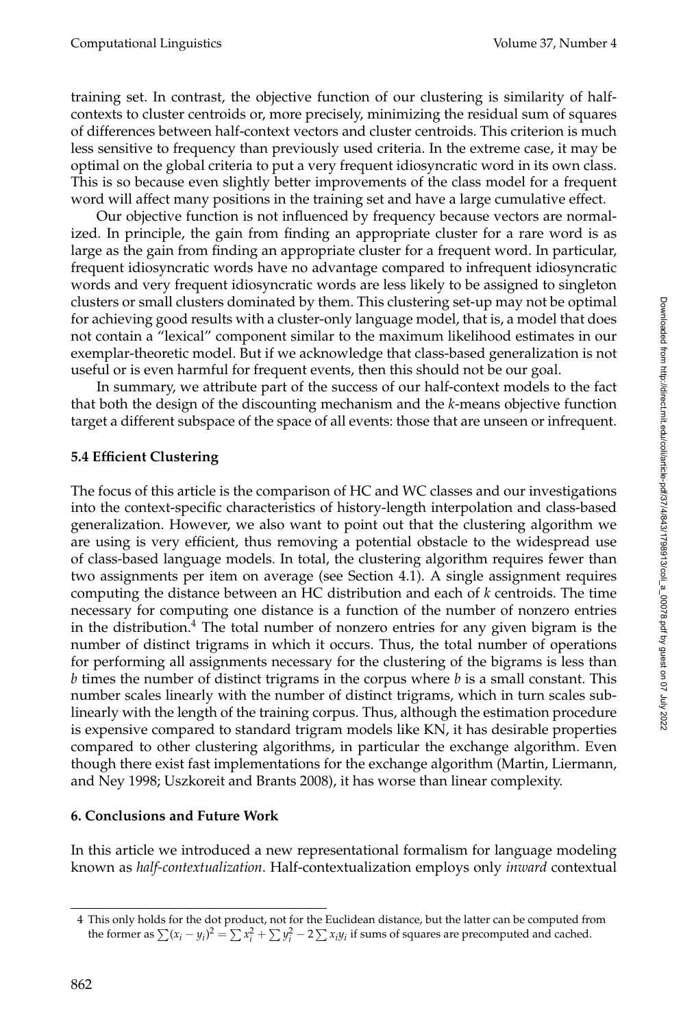training set. In contrast, the objective function of our clustering is similarity of half-contexts to cluster centroids or, more precisely, minimizing the residual sum of squares of differences between half-context vectors and cluster centroids. This criterion is much less sensitive to frequency than previously used criteria. In the extreme case, it may be optimal on the global criteria to put a very frequent idiosyncratic word in its own class. This is so because even slightly better improvements of the class model for a frequent word will affect many positions in the training set and have a large cumulative effect.

Our objective function is not influenced by frequency because vectors are normalized. In principle, the gain from finding an appropriate cluster for a rare word is as large as the gain from finding an appropriate cluster for a frequent word. In particular, frequent idiosyncratic words have no advantage compared to infrequent idiosyncratic words and very frequent idiosyncratic words are less likely to be assigned to singleton clusters or small clusters dominated by them. This clustering set-up may not be optimal for achieving good results with a cluster-only language model, that is, a model that does not contain a "lexical" component similar to the maximum likelihood estimates in our exemplar-theoretic model. But if we acknowledge that class-based generalization is not useful or is even harmful for frequent events, then this should not be our goal.

In summary, we attribute part of the success of our half-context models to the fact that both the design of the discounting mechanism and the *k*-means objective function target a different subspace of the space of all events: those that are unseen or infrequent.

### 5.4 Efficient Clustering

The focus of this article is the comparison of HC and WC classes and our investigations into the context-specific characteristics of history-length interpolation and class-based generalization. However, we also want to point out that the clustering algorithm we are using is very efficient, thus removing a potential obstacle to the widespread use of class-based language models. In total, the clustering algorithm requires fewer than two assignments per item on average (see Section 4.1). A single assignment requires computing the distance between an HC distribution and each of $k$ centroids. The time necessary for computing one distance is a function of the number of nonzero entries in the distribution.[4] The total number of nonzero entries for any given bigram is the number of distinct trigrams in which it occurs. Thus, the total number of operations for performing all assignments necessary for the clustering of the bigrams is less than $b$ times the number of distinct trigrams in the corpus where $b$ is a small constant. This number scales linearly with the number of distinct trigrams, which in turn scales sublinearly with the length of the training corpus. Thus, although the estimation procedure is expensive compared to standard trigram models like KN, it has desirable properties compared to other clustering algorithms, in particular the exchange algorithm. Even though there exist fast implementations for the exchange algorithm (Martin, Liermann, and Ney 1998; Uszkoreit and Brants 2008), it has worse than linear complexity.

## 6. Conclusions and Future Work

In this article we introduced a new representational formalism for language modeling known as *half-contextualization*. Half-contextualization employs only *inward* contextual

---

4 This only holds for the dot product, not for the Euclidean distance, but the latter can be computed from the former as $\sum(x_i - y_i)^2 = \sum x_i^2 + \sum y_i^2 - 2\sum x_i y_i$ if sums of squares are precomputed and cached.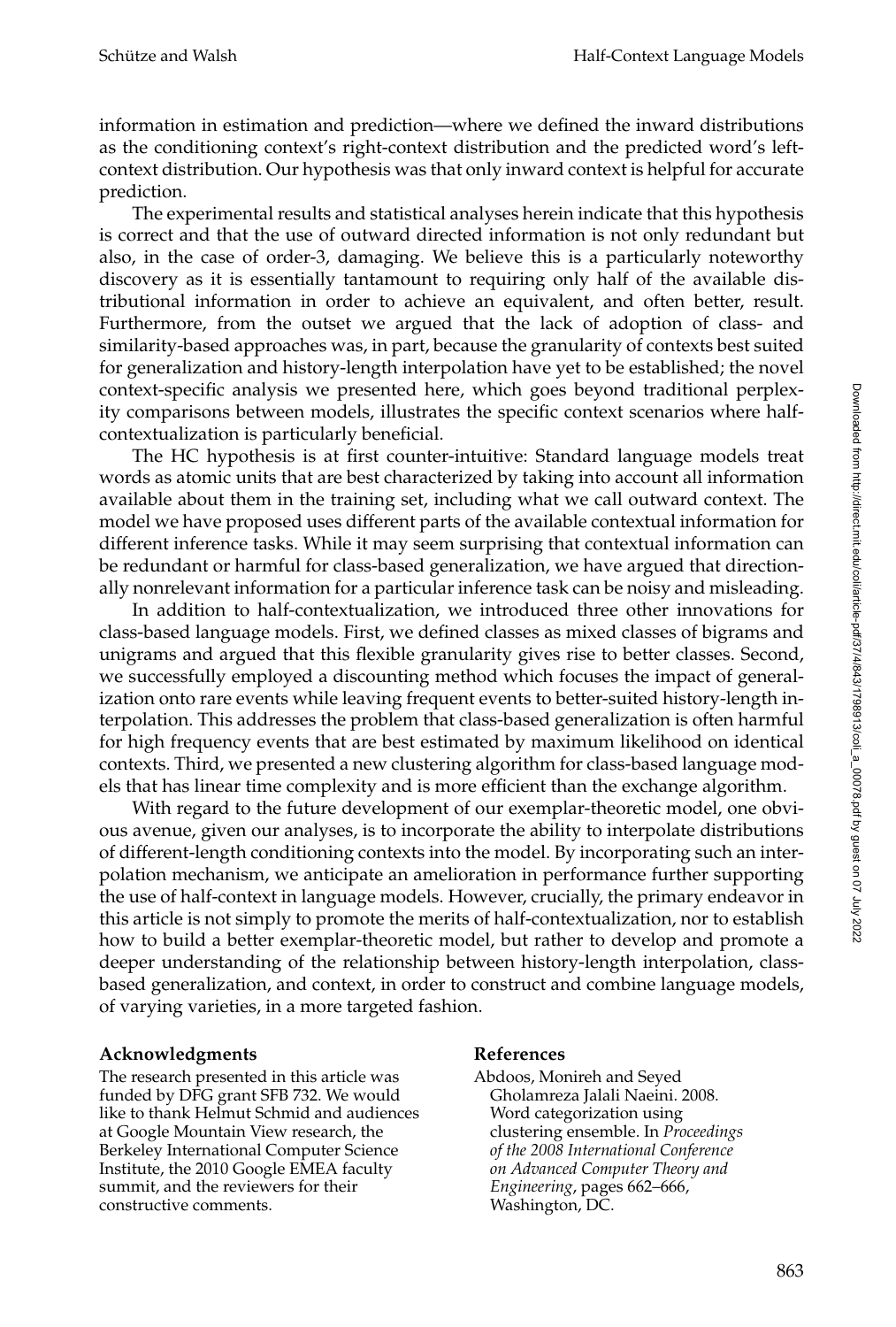information in estimation and prediction—where we defined the inward distributions as the conditioning context's right-context distribution and the predicted word's left-context distribution. Our hypothesis was that only inward context is helpful for accurate prediction.

The experimental results and statistical analyses herein indicate that this hypothesis is correct and that the use of outward directed information is not only redundant but also, in the case of order-3, damaging. We believe this is a particularly noteworthy discovery as it is essentially tantamount to requiring only half of the available distributional information in order to achieve an equivalent, and often better, result. Furthermore, from the outset we argued that the lack of adoption of class- and similarity-based approaches was, in part, because the granularity of contexts best suited for generalization and history-length interpolation have yet to be established; the novel context-specific analysis we presented here, which goes beyond traditional perplexity comparisons between models, illustrates the specific context scenarios where half-contextualization is particularly beneficial.

The HC hypothesis is at first counter-intuitive: Standard language models treat words as atomic units that are best characterized by taking into account all information available about them in the training set, including what we call outward context. The model we have proposed uses different parts of the available contextual information for different inference tasks. While it may seem surprising that contextual information can be redundant or harmful for class-based generalization, we have argued that directionally nonrelevant information for a particular inference task can be noisy and misleading.

In addition to half-contextualization, we introduced three other innovations for class-based language models. First, we defined classes as mixed classes of bigrams and unigrams and argued that this flexible granularity gives rise to better classes. Second, we successfully employed a discounting method which focuses the impact of generalization onto rare events while leaving frequent events to better-suited history-length interpolation. This addresses the problem that class-based generalization is often harmful for high frequency events that are best estimated by maximum likelihood on identical contexts. Third, we presented a new clustering algorithm for class-based language models that has linear time complexity and is more efficient than the exchange algorithm.

With regard to the future development of our exemplar-theoretic model, one obvious avenue, given our analyses, is to incorporate the ability to interpolate distributions of different-length conditioning contexts into the model. By incorporating such an interpolation mechanism, we anticipate an amelioration in performance further supporting the use of half-context in language models. However, crucially, the primary endeavor in this article is not simply to promote the merits of half-contextualization, nor to establish how to build a better exemplar-theoretic model, but rather to develop and promote a deeper understanding of the relationship between history-length interpolation, class-based generalization, and context, in order to construct and combine language models, of varying varieties, in a more targeted fashion.

## Acknowledgments

The research presented in this article was funded by DFG grant SFB 732. We would like to thank Helmut Schmid and audiences at Google Mountain View research, the Berkeley International Computer Science Institute, the 2010 Google EMEA faculty summit, and the reviewers for their constructive comments.

## References

Abdoos, Monireh and Seyed Gholamreza Jalali Naeini. 2008. Word categorization using clustering ensemble. In *Proceedings of the 2008 International Conference on Advanced Computer Theory and Engineering*, pages 662–666, Washington, DC.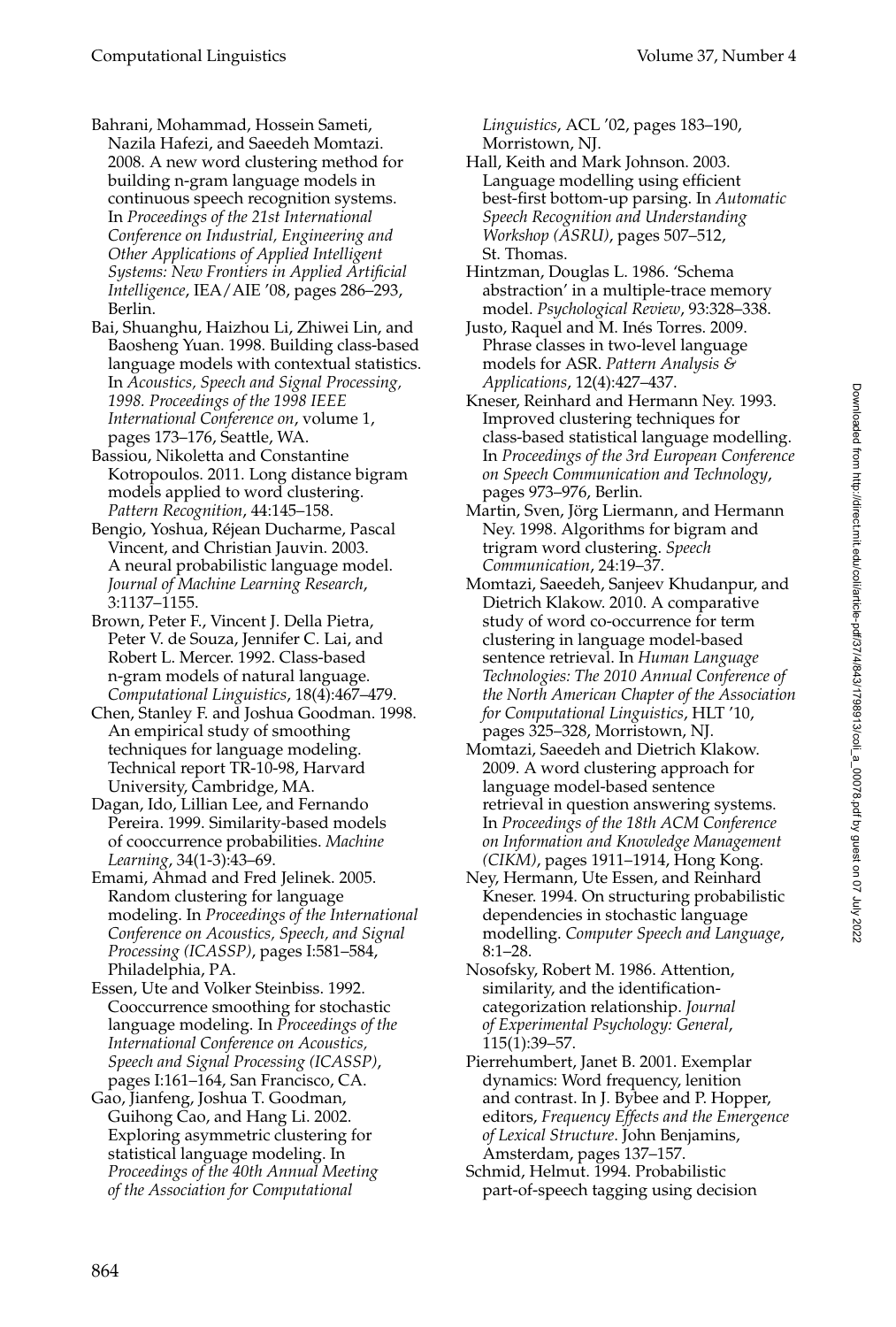Bahrani, Mohammad, Hossein Sameti, Nazila Hafezi, and Saeedeh Momtazi. 2008. A new word clustering method for building n-gram language models in continuous speech recognition systems. In *Proceedings of the 21st International Conference on Industrial, Engineering and Other Applications of Applied Intelligent Systems: New Frontiers in Applied Artificial Intelligence*, IEA/AIE '08, pages 286–293, Berlin.

Bai, Shuanghu, Haizhou Li, Zhiwei Lin, and Baosheng Yuan. 1998. Building class-based language models with contextual statistics. In *Acoustics, Speech and Signal Processing, 1998. Proceedings of the 1998 IEEE International Conference on*, volume 1, pages 173–176, Seattle, WA.

Bassiou, Nikoletta and Constantine Kotropoulos. 2011. Long distance bigram models applied to word clustering. *Pattern Recognition*, 44:145–158.

Bengio, Yoshua, Réjean Ducharme, Pascal Vincent, and Christian Jauvin. 2003. A neural probabilistic language model. *Journal of Machine Learning Research*, 3:1137–1155.

Brown, Peter F., Vincent J. Della Pietra, Peter V. de Souza, Jennifer C. Lai, and Robert L. Mercer. 1992. Class-based n-gram models of natural language. *Computational Linguistics*, 18(4):467–479.

Chen, Stanley F. and Joshua Goodman. 1998. An empirical study of smoothing techniques for language modeling. Technical report TR-10-98, Harvard University, Cambridge, MA.

Dagan, Ido, Lillian Lee, and Fernando Pereira. 1999. Similarity-based models of cooccurrence probabilities. *Machine Learning*, 34(1-3):43–69.

Emami, Ahmad and Fred Jelinek. 2005. Random clustering for language modeling. In *Proceedings of the International Conference on Acoustics, Speech, and Signal Processing (ICASSP)*, pages I:581–584, Philadelphia, PA.

Essen, Ute and Volker Steinbiss. 1992. Cooccurrence smoothing for stochastic language modeling. In *Proceedings of the International Conference on Acoustics, Speech and Signal Processing (ICASSP)*, pages I:161–164, San Francisco, CA.

Gao, Jianfeng, Joshua T. Goodman, Guihong Cao, and Hang Li. 2002. Exploring asymmetric clustering for statistical language modeling. In *Proceedings of the 40th Annual Meeting of the Association for Computational Linguistics*, ACL '02, pages 183–190, Morristown, NJ.

Hall, Keith and Mark Johnson. 2003. Language modelling using efficient best-first bottom-up parsing. In *Automatic Speech Recognition and Understanding Workshop (ASRU)*, pages 507–512, St. Thomas.

Hintzman, Douglas L. 1986. 'Schema abstraction' in a multiple-trace memory model. *Psychological Review*, 93:328–338.

Justo, Raquel and M. Inés Torres. 2009. Phrase classes in two-level language models for ASR. *Pattern Analysis & Applications*, 12(4):427–437.

Kneser, Reinhard and Hermann Ney. 1993. Improved clustering techniques for class-based statistical language modelling. In *Proceedings of the 3rd European Conference on Speech Communication and Technology*, pages 973–976, Berlin.

Martin, Sven, Jörg Liermann, and Hermann Ney. 1998. Algorithms for bigram and trigram word clustering. *Speech Communication*, 24:19–37.

Momtazi, Saeedeh, Sanjeev Khudanpur, and Dietrich Klakow. 2010. A comparative study of word co-occurrence for term clustering in language model-based sentence retrieval. In *Human Language Technologies: The 2010 Annual Conference of the North American Chapter of the Association for Computational Linguistics*, HLT '10, pages 325–328, Morristown, NJ.

Momtazi, Saeedeh and Dietrich Klakow. 2009. A word clustering approach for language model-based sentence retrieval in question answering systems. In *Proceedings of the 18th ACM Conference on Information and Knowledge Management (CIKM)*, pages 1911–1914, Hong Kong.

Ney, Hermann, Ute Essen, and Reinhard Kneser. 1994. On structuring probabilistic dependencies in stochastic language modelling. *Computer Speech and Language*, 8:1–28.

Nosofsky, Robert M. 1986. Attention, similarity, and the identification-categorization relationship. *Journal of Experimental Psychology: General*, 115(1):39–57.

Pierrehumbert, Janet B. 2001. Exemplar dynamics: Word frequency, lenition and contrast. In J. Bybee and P. Hopper, editors, *Frequency Effects and the Emergence of Lexical Structure*. John Benjamins, Amsterdam, pages 137–157.

Schmid, Helmut. 1994. Probabilistic part-of-speech tagging using decision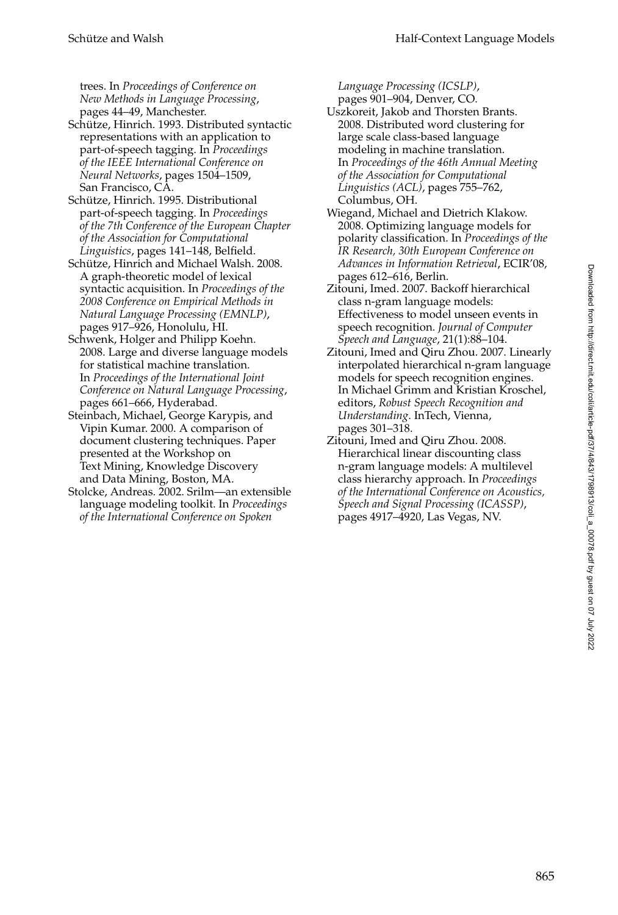trees. In *Proceedings of Conference on New Methods in Language Processing*, pages 44–49, Manchester.

Schütze, Hinrich. 1993. Distributed syntactic representations with an application to part-of-speech tagging. In *Proceedings of the IEEE International Conference on Neural Networks*, pages 1504–1509, San Francisco, CA.

Schütze, Hinrich. 1995. Distributional part-of-speech tagging. In *Proceedings of the 7th Conference of the European Chapter of the Association for Computational Linguistics*, pages 141–148, Belfield.

Schütze, Hinrich and Michael Walsh. 2008. A graph-theoretic model of lexical syntactic acquisition. In *Proceedings of the 2008 Conference on Empirical Methods in Natural Language Processing (EMNLP)*, pages 917–926, Honolulu, HI.

Schwenk, Holger and Philipp Koehn. 2008. Large and diverse language models for statistical machine translation. In *Proceedings of the International Joint Conference on Natural Language Processing*, pages 661–666, Hyderabad.

Steinbach, Michael, George Karypis, and Vipin Kumar. 2000. A comparison of document clustering techniques. Paper presented at the Workshop on Text Mining, Knowledge Discovery and Data Mining, Boston, MA.

Stolcke, Andreas. 2002. Srilm—an extensible language modeling toolkit. In *Proceedings of the International Conference on Spoken Language Processing (ICSLP)*, pages 901–904, Denver, CO.

Uszkoreit, Jakob and Thorsten Brants. 2008. Distributed word clustering for large scale class-based language modeling in machine translation. In *Proceedings of the 46th Annual Meeting of the Association for Computational Linguistics (ACL)*, pages 755–762, Columbus, OH.

Wiegand, Michael and Dietrich Klakow. 2008. Optimizing language models for polarity classification. In *Proceedings of the IR Research, 30th European Conference on Advances in Information Retrieval*, ECIR'08, pages 612–616, Berlin.

Zitouni, Imed. 2007. Backoff hierarchical class n-gram language models: Effectiveness to model unseen events in speech recognition. *Journal of Computer Speech and Language*, 21(1):88–104.

Zitouni, Imed and Qiru Zhou. 2007. Linearly interpolated hierarchical n-gram language models for speech recognition engines. In Michael Grimm and Kristian Kroschel, editors, *Robust Speech Recognition and Understanding*. InTech, Vienna, pages 301–318.

Zitouni, Imed and Qiru Zhou. 2008. Hierarchical linear discounting class n-gram language models: A multilevel class hierarchy approach. In *Proceedings of the International Conference on Acoustics, Speech and Signal Processing (ICASSP)*, pages 4917–4920, Las Vegas, NV.